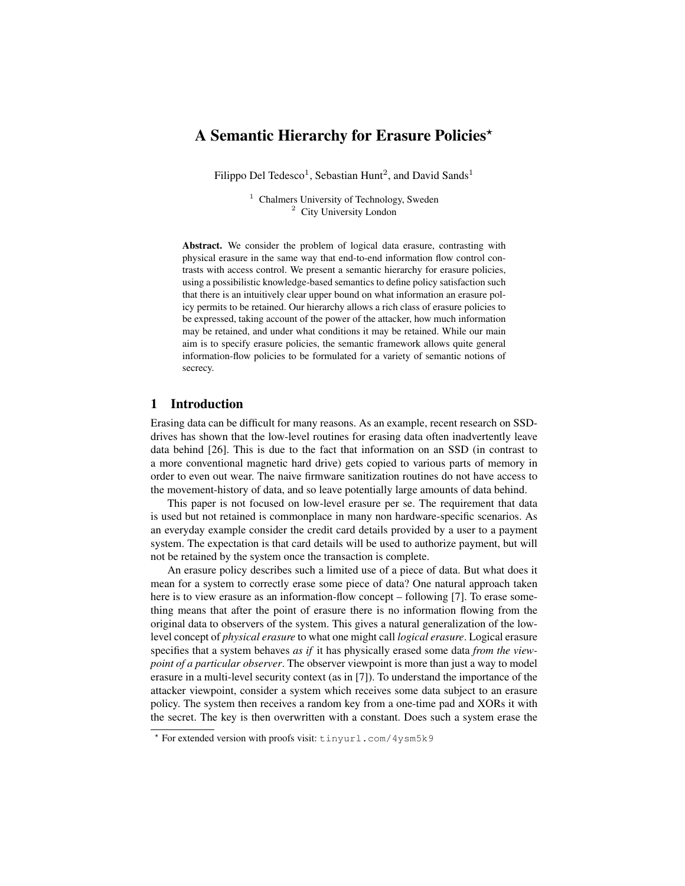# A Semantic Hierarchy for Erasure Policies*

Filippo Del Tedesco[1], Sebastian Hunt[2], and David Sands[1]

[1] Chalmers University of Technology, Sweden
[2] City University London

**Abstract.** We consider the problem of logical data erasure, contrasting with physical erasure in the same way that end-to-end information flow control contrasts with access control. We present a semantic hierarchy for erasure policies, using a possibilistic knowledge-based semantics to define policy satisfaction such that there is an intuitively clear upper bound on what information an erasure policy permits to be retained. Our hierarchy allows a rich class of erasure policies to be expressed, taking account of the power of the attacker, how much information may be retained, and under what conditions it may be retained. While our main aim is to specify erasure policies, the semantic framework allows quite general information-flow policies to be formulated for a variety of semantic notions of secrecy.

## 1 Introduction

Erasing data can be difficult for many reasons. As an example, recent research on SSD-drives has shown that the low-level routines for erasing data often inadvertently leave data behind [26]. This is due to the fact that information on an SSD (in contrast to a more conventional magnetic hard drive) gets copied to various parts of memory in order to even out wear. The naive firmware sanitization routines do not have access to the movement-history of data, and so leave potentially large amounts of data behind.

This paper is not focused on low-level erasure per se. The requirement that data is used but not retained is commonplace in many non hardware-specific scenarios. As an everyday example consider the credit card details provided by a user to a payment system. The expectation is that card details will be used to authorize payment, but will not be retained by the system once the transaction is complete.

An erasure policy describes such a limited use of a piece of data. But what does it mean for a system to correctly erase some piece of data? One natural approach taken here is to view erasure as an information-flow concept – following [7]. To erase something means that after the point of erasure there is no information flowing from the original data to observers of the system. This gives a natural generalization of the low-level concept of *physical erasure* to what one might call *logical erasure*. Logical erasure specifies that a system behaves *as if* it has physically erased some data *from the viewpoint of a particular observer*. The observer viewpoint is more than just a way to model erasure in a multi-level security context (as in [7]). To understand the importance of the attacker viewpoint, consider a system which receives some data subject to an erasure policy. The system then receives a random key from a one-time pad and XORs it with the secret. The key is then overwritten with a constant. Does such a system erase the

* For extended version with proofs visit: tinyurl.com/4ysm5k9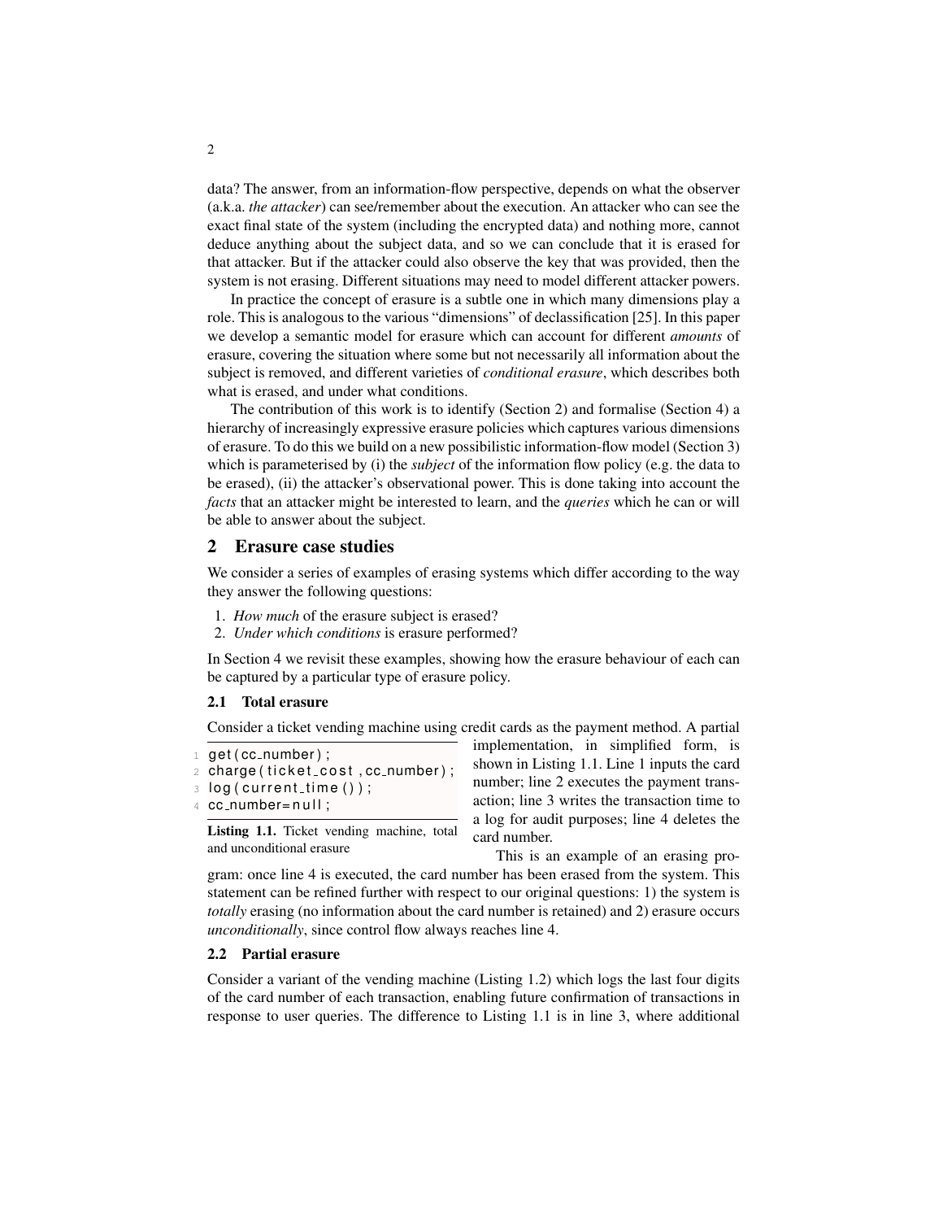data? The answer, from an information-flow perspective, depends on what the observer (a.k.a. *the attacker*) can see/remember about the execution. An attacker who can see the exact final state of the system (including the encrypted data) and nothing more, cannot deduce anything about the subject data, and so we can conclude that it is erased for that attacker. But if the attacker could also observe the key that was provided, then the system is not erasing. Different situations may need to model different attacker powers.

In practice the concept of erasure is a subtle one in which many dimensions play a role. This is analogous to the various "dimensions" of declassification [25]. In this paper we develop a semantic model for erasure which can account for different *amounts* of erasure, covering the situation where some but not necessarily all information about the subject is removed, and different varieties of *conditional erasure*, which describes both what is erased, and under what conditions.

The contribution of this work is to identify (Section 2) and formalise (Section 4) a hierarchy of increasingly expressive erasure policies which captures various dimensions of erasure. To do this we build on a new possibilistic information-flow model (Section 3) which is parameterised by (i) the *subject* of the information flow policy (e.g. the data to be erased), (ii) the attacker's observational power. This is done taking into account the *facts* that an attacker might be interested to learn, and the *queries* which he can or will be able to answer about the subject.

## 2 Erasure case studies

We consider a series of examples of erasing systems which differ according to the way they answer the following questions:

1. *How much* of the erasure subject is erased?
2. *Under which conditions* is erasure performed?

In Section 4 we revisit these examples, showing how the erasure behaviour of each can be captured by a particular type of erasure policy.

### 2.1 Total erasure

Consider a ticket vending machine using credit cards as the payment method. A partial implementation, in simplified form, is shown in Listing 1.1. Line 1 inputs the card number; line 2 executes the payment transaction; line 3 writes the transaction time to a log for audit purposes; line 4 deletes the card number.

```
1 get(cc_number);
2 charge(ticket_cost,cc_number);
3 log(current_time());
4 cc_number=null;
```

**Listing 1.1.** Ticket vending machine, total and unconditional erasure

This is an example of an erasing program: once line 4 is executed, the card number has been erased from the system. This statement can be refined further with respect to our original questions: 1) the system is *totally* erasing (no information about the card number is retained) and 2) erasure occurs *unconditionally*, since control flow always reaches line 4.

### 2.2 Partial erasure

Consider a variant of the vending machine (Listing 1.2) which logs the last four digits of the card number of each transaction, enabling future confirmation of transactions in response to user queries. The difference to Listing 1.1 is in line 3, where additional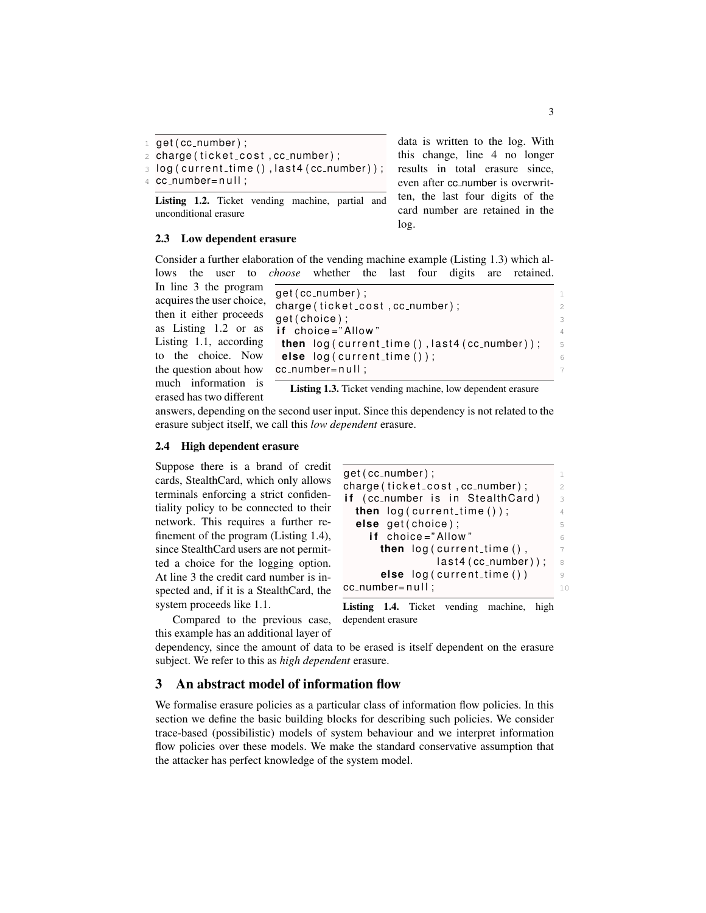```
get(cc_number);
charge(ticket_cost,cc_number);
log(current_time(),last4(cc_number));
cc_number=null;
```

**Listing 1.2.** Ticket vending machine, partial and unconditional erasure

data is written to the log. With this change, line 4 no longer results in total erasure since, even after cc_number is overwritten, the last four digits of the card number are retained in the log.

### 2.3 Low dependent erasure

Consider a further elaboration of the vending machine example (Listing 1.3) which allows the user to *choose* whether the last four digits are retained. In line 3 the program acquires the user choice, then it either proceeds as Listing 1.2 or as Listing 1.1, according to the choice. Now the question about how much information is erased has two different answers, depending on the second user input. Since this dependency is not related to the erasure subject itself, we call this *low dependent* erasure.

```
get(cc_number);
charge(ticket_cost,cc_number);
get(choice);
if choice="Allow"
 then log(current_time(),last4(cc_number));
 else log(current_time());
cc_number=null;
```

**Listing 1.3.** Ticket vending machine, low dependent erasure

### 2.4 High dependent erasure

Suppose there is a brand of credit cards, StealthCard, which only allows terminals enforcing a strict confidentiality policy to be connected to their network. This requires a further refinement of the program (Listing 1.4), since StealthCard users are not permitted a choice for the logging option. At line 3 the credit card number is inspected and, if it is a StealthCard, the system proceeds like 1.1.

```
get(cc_number);
charge(ticket_cost,cc_number);
if (cc_number is in StealthCard)
  then log(current_time());
  else get(choice);
    if choice="Allow"
      then log(current_time(),
               last4(cc_number));
      else log(current_time())
cc_number=null;
```

**Listing 1.4.** Ticket vending machine, high dependent erasure

Compared to the previous case, this example has an additional layer of dependency, since the amount of data to be erased is itself dependent on the erasure subject. We refer to this as *high dependent* erasure.

## 3 An abstract model of information flow

We formalise erasure policies as a particular class of information flow policies. In this section we define the basic building blocks for describing such policies. We consider trace-based (possibilistic) models of system behaviour and we interpret information flow policies over these models. We make the standard conservative assumption that the attacker has perfect knowledge of the system model.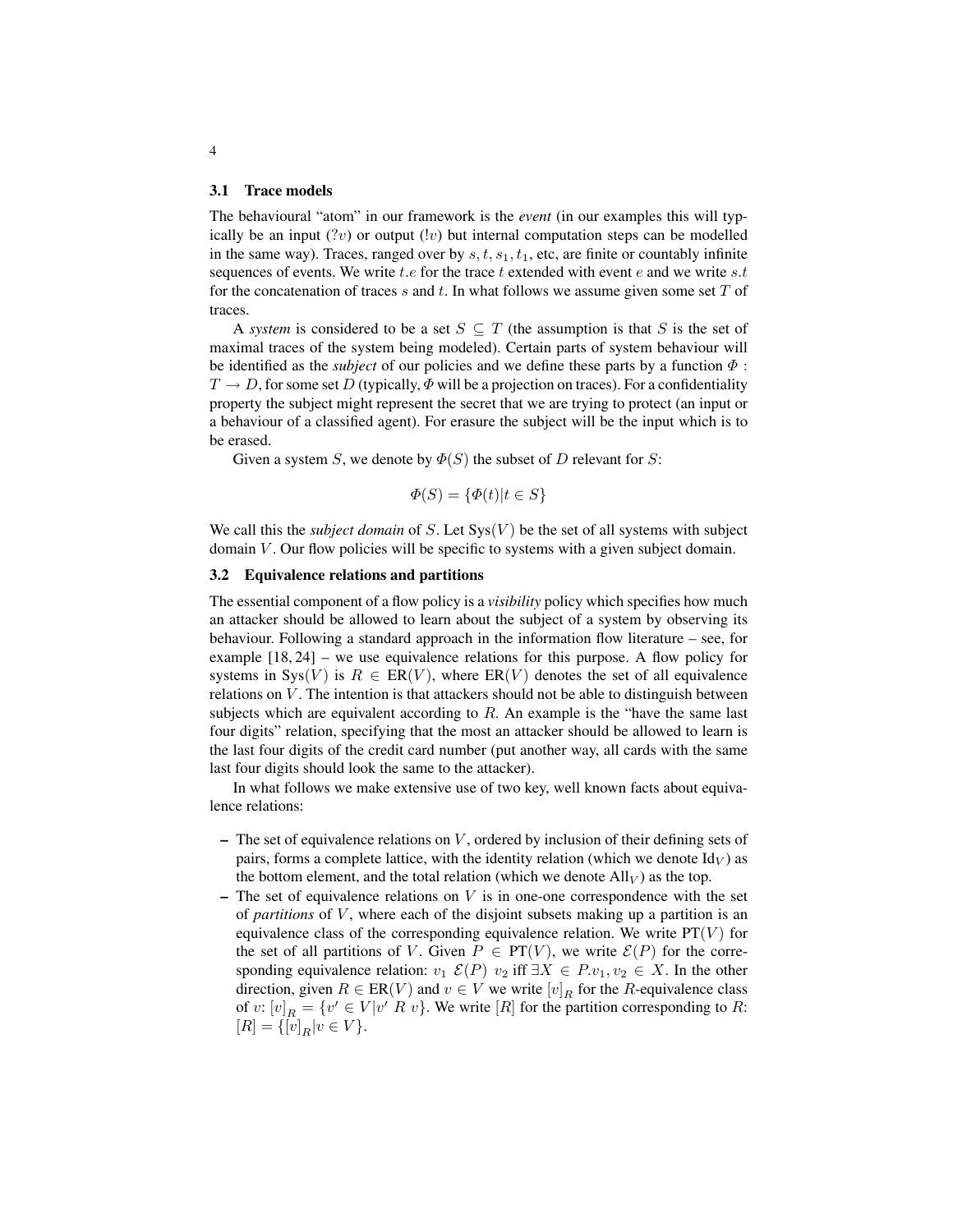### 3.1 Trace models

The behavioural "atom" in our framework is the *event* (in our examples this will typically be an input ($?v$) or output ($!v$) but internal computation steps can be modelled in the same way). Traces, ranged over by $s, t, s_1, t_1$, etc, are finite or countably infinite sequences of events. We write $t.e$ for the trace $t$ extended with event $e$ and we write $s.t$ for the concatenation of traces $s$ and $t$. In what follows we assume given some set $T$ of traces.

A *system* is considered to be a set $S \subseteq T$ (the assumption is that $S$ is the set of maximal traces of the system being modeled). Certain parts of system behaviour will be identified as the *subject* of our policies and we define these parts by a function $\Phi : T \to D$, for some set $D$ (typically, $\Phi$ will be a projection on traces). For a confidentiality property the subject might represent the secret that we are trying to protect (an input or a behaviour of a classified agent). For erasure the subject will be the input which is to be erased.

Given a system $S$, we denote by $\Phi(S)$ the subset of $D$ relevant for $S$:

$$\Phi(S) = \{\Phi(t) | t \in S\}$$

We call this the *subject domain* of $S$. Let $\mathrm{Sys}(V)$ be the set of all systems with subject domain $V$. Our flow policies will be specific to systems with a given subject domain.

### 3.2 Equivalence relations and partitions

The essential component of a flow policy is a *visibility* policy which specifies how much an attacker should be allowed to learn about the subject of a system by observing its behaviour. Following a standard approach in the information flow literature – see, for example [18, 24] – we use equivalence relations for this purpose. A flow policy for systems in $\mathrm{Sys}(V)$ is $R \in \mathrm{ER}(V)$, where $\mathrm{ER}(V)$ denotes the set of all equivalence relations on $V$. The intention is that attackers should not be able to distinguish between subjects which are equivalent according to $R$. An example is the "have the same last four digits" relation, specifying that the most an attacker should be allowed to learn is the last four digits of the credit card number (put another way, all cards with the same last four digits should look the same to the attacker).

In what follows we make extensive use of two key, well known facts about equivalence relations:

- The set of equivalence relations on $V$, ordered by inclusion of their defining sets of pairs, forms a complete lattice, with the identity relation (which we denote $\mathrm{Id}_V$) as the bottom element, and the total relation (which we denote $\mathrm{All}_V$) as the top.
- The set of equivalence relations on $V$ is in one-one correspondence with the set of *partitions* of $V$, where each of the disjoint subsets making up a partition is an equivalence class of the corresponding equivalence relation. We write $\mathrm{PT}(V)$ for the set of all partitions of $V$. Given $P \in \mathrm{PT}(V)$, we write $\mathcal{E}(P)$ for the corresponding equivalence relation: $v_1 \; \mathcal{E}(P) \; v_2$ iff $\exists X \in P. v_1, v_2 \in X$. In the other direction, given $R \in \mathrm{ER}(V)$ and $v \in V$ we write $[v]_R$ for the $R$-equivalence class of $v$: $[v]_R = \{v' \in V | v' \; R \; v\}$. We write $[R]$ for the partition corresponding to $R$: $[R] = \{[v]_R | v \in V\}$.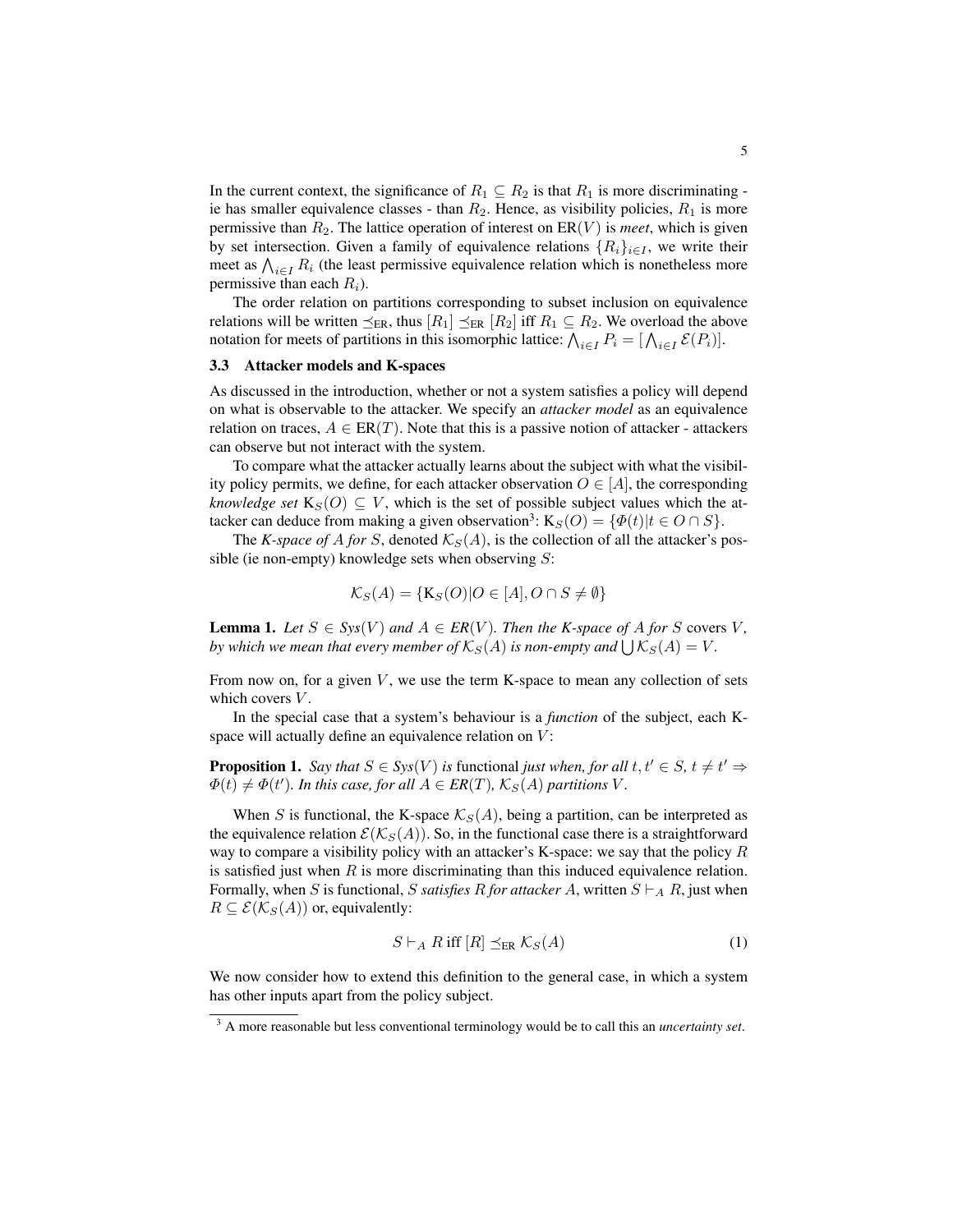In the current context, the significance of $R_1 \subseteq R_2$ is that $R_1$ is more discriminating - ie has smaller equivalence classes - than $R_2$. Hence, as visibility policies, $R_1$ is more permissive than $R_2$. The lattice operation of interest on $\mathrm{ER}(V)$ is *meet*, which is given by set intersection. Given a family of equivalence relations $\{R_i\}_{i \in I}$, we write their meet as $\bigwedge_{i \in I} R_i$ (the least permissive equivalence relation which is nonetheless more permissive than each $R_i$).

The order relation on partitions corresponding to subset inclusion on equivalence relations will be written $\preceq_{\mathrm{ER}}$, thus $[R_1] \preceq_{\mathrm{ER}} [R_2]$ iff $R_1 \subseteq R_2$. We overload the above notation for meets of partitions in this isomorphic lattice: $\bigwedge_{i \in I} P_i = [\bigwedge_{i \in I} \mathcal{E}(P_i)]$.

### 3.3 Attacker models and K-spaces

As discussed in the introduction, whether or not a system satisfies a policy will depend on what is observable to the attacker. We specify an *attacker model* as an equivalence relation on traces, $A \in \mathrm{ER}(T)$. Note that this is a passive notion of attacker - attackers can observe but not interact with the system.

To compare what the attacker actually learns about the subject with what the visibility policy permits, we define, for each attacker observation $O \in [A]$, the corresponding *knowledge set* $\mathrm{K}_S(O) \subseteq V$, which is the set of possible subject values which the attacker can deduce from making a given observation[3]: $\mathrm{K}_S(O) = \{\Phi(t) | t \in O \cap S\}$.

The *K-space of $A$ for $S$*, denoted $\mathcal{K}_S(A)$, is the collection of all the attacker's possible (ie non-empty) knowledge sets when observing $S$:

$$\mathcal{K}_S(A) = \{\mathrm{K}_S(O) | O \in [A], O \cap S \neq \emptyset\}$$

**Lemma 1.** *Let $S \in Sys(V)$ and $A \in ER(V)$. Then the K-space of $A$ for $S$ covers $V$, by which we mean that every member of $\mathcal{K}_S(A)$ is non-empty and $\bigcup \mathcal{K}_S(A) = V$.*

From now on, for a given $V$, we use the term K-space to mean any collection of sets which covers $V$.

In the special case that a system's behaviour is a *function* of the subject, each K-space will actually define an equivalence relation on $V$:

**Proposition 1.** *Say that $S \in Sys(V)$ is* functional *just when, for all $t, t' \in S$, $t \neq t' \Rightarrow \Phi(t) \neq \Phi(t')$. In this case, for all $A \in ER(T)$, $\mathcal{K}_S(A)$ partitions $V$.*

When $S$ is functional, the K-space $\mathcal{K}_S(A)$, being a partition, can be interpreted as the equivalence relation $\mathcal{E}(\mathcal{K}_S(A))$. So, in the functional case there is a straightforward way to compare a visibility policy with an attacker's K-space: we say that the policy $R$ is satisfied just when $R$ is more discriminating than this induced equivalence relation. Formally, when $S$ is functional, *$S$ satisfies $R$ for attacker $A$*, written $S \vdash_A R$, just when $R \subseteq \mathcal{E}(\mathcal{K}_S(A))$ or, equivalently:

$$S \vdash_A R \text{ iff } [R] \preceq_{\mathrm{ER}} \mathcal{K}_S(A) \tag{1}$$

We now consider how to extend this definition to the general case, in which a system has other inputs apart from the policy subject.

[3] A more reasonable but less conventional terminology would be to call this an *uncertainty set*.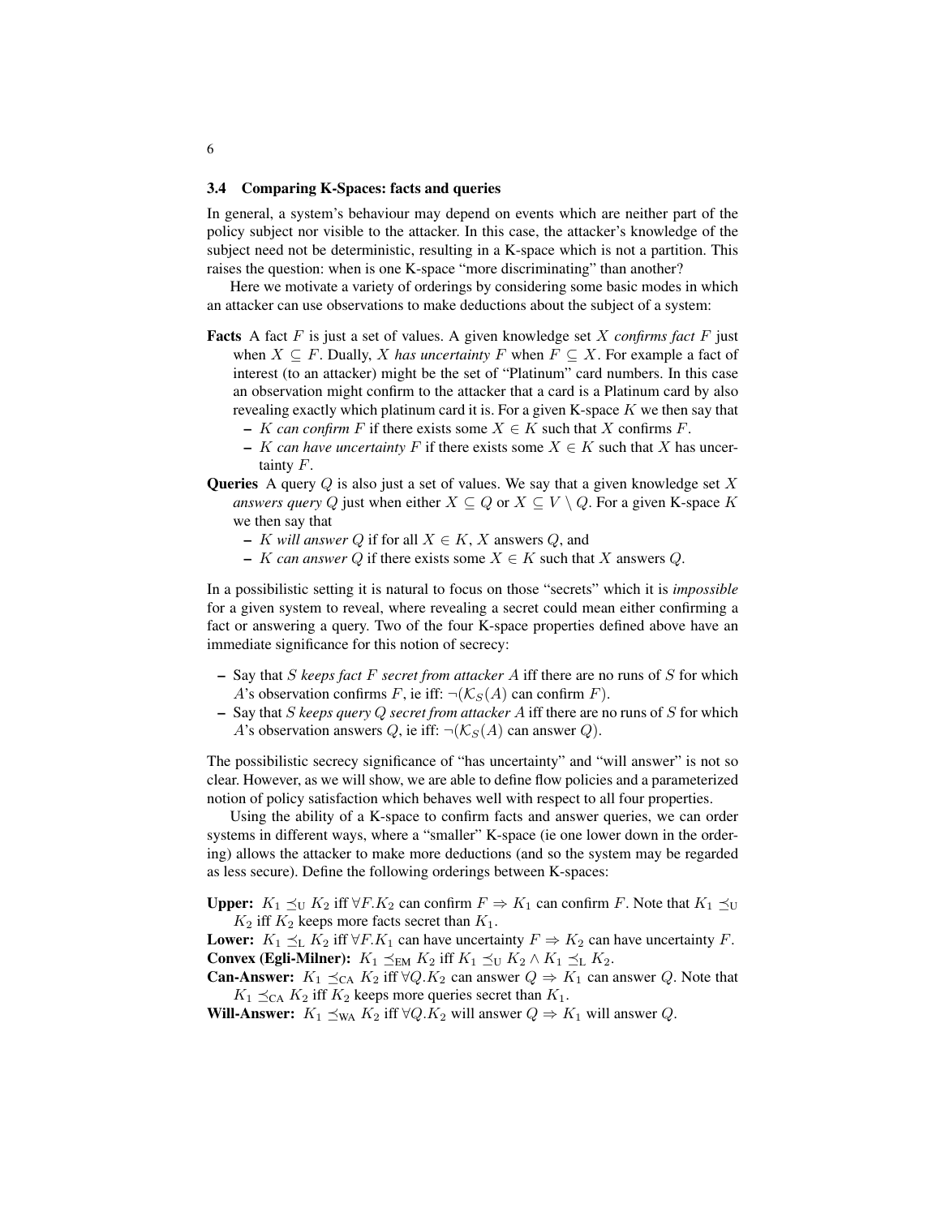### 3.4 Comparing K-Spaces: facts and queries

In general, a system's behaviour may depend on events which are neither part of the policy subject nor visible to the attacker. In this case, the attacker's knowledge of the subject need not be deterministic, resulting in a K-space which is not a partition. This raises the question: when is one K-space "more discriminating" than another?

Here we motivate a variety of orderings by considering some basic modes in which an attacker can use observations to make deductions about the subject of a system:

**Facts** A fact $F$ is just a set of values. A given knowledge set $X$ *confirms fact* $F$ just when $X \subseteq F$. Dually, $X$ *has uncertainty* $F$ when $F \subseteq X$. For example a fact of interest (to an attacker) might be the set of "Platinum" card numbers. In this case an observation might confirm to the attacker that a card is a Platinum card by also revealing exactly which platinum card it is. For a given K-space $K$ we then say that
  - $K$ *can confirm* $F$ if there exists some $X \in K$ such that $X$ confirms $F$.
  - $K$ *can have uncertainty* $F$ if there exists some $X \in K$ such that $X$ has uncertainty $F$.

**Queries** A query $Q$ is also just a set of values. We say that a given knowledge set $X$ *answers query* $Q$ just when either $X \subseteq Q$ or $X \subseteq V \setminus Q$. For a given K-space $K$ we then say that
  - $K$ *will answer* $Q$ if for all $X \in K$, $X$ answers $Q$, and
  - $K$ *can answer* $Q$ if there exists some $X \in K$ such that $X$ answers $Q$.

In a possibilistic setting it is natural to focus on those "secrets" which it is *impossible* for a given system to reveal, where revealing a secret could mean either confirming a fact or answering a query. Two of the four K-space properties defined above have an immediate significance for this notion of secrecy:

- Say that $S$ *keeps fact* $F$ *secret from attacker* $A$ iff there are no runs of $S$ for which $A$'s observation confirms $F$, ie iff: $\neg(\mathcal{K}_S(A)$ can confirm $F)$.
- Say that $S$ *keeps query* $Q$ *secret from attacker* $A$ iff there are no runs of $S$ for which $A$'s observation answers $Q$, ie iff: $\neg(\mathcal{K}_S(A)$ can answer $Q)$.

The possibilistic secrecy significance of "has uncertainty" and "will answer" is not so clear. However, as we will show, we are able to define flow policies and a parameterized notion of policy satisfaction which behaves well with respect to all four properties.

Using the ability of a K-space to confirm facts and answer queries, we can order systems in different ways, where a "smaller" K-space (ie one lower down in the ordering) allows the attacker to make more deductions (and so the system may be regarded as less secure). Define the following orderings between K-spaces:

**Upper:** $K_1 \preceq_{\mathrm{U}} K_2$ iff $\forall F. K_2$ can confirm $F \Rightarrow K_1$ can confirm $F$. Note that $K_1 \preceq_{\mathrm{U}} K_2$ iff $K_2$ keeps more facts secret than $K_1$.

**Lower:** $K_1 \preceq_{\mathrm{L}} K_2$ iff $\forall F. K_1$ can have uncertainty $F \Rightarrow K_2$ can have uncertainty $F$.

**Convex (Egli-Milner):** $K_1 \preceq_{\mathrm{EM}} K_2$ iff $K_1 \preceq_{\mathrm{U}} K_2 \wedge K_1 \preceq_{\mathrm{L}} K_2$.

**Can-Answer:** $K_1 \preceq_{\mathrm{CA}} K_2$ iff $\forall Q. K_2$ can answer $Q \Rightarrow K_1$ can answer $Q$. Note that $K_1 \preceq_{\mathrm{CA}} K_2$ iff $K_2$ keeps more queries secret than $K_1$.

**Will-Answer:** $K_1 \preceq_{\mathrm{WA}} K_2$ iff $\forall Q. K_2$ will answer $Q \Rightarrow K_1$ will answer $Q$.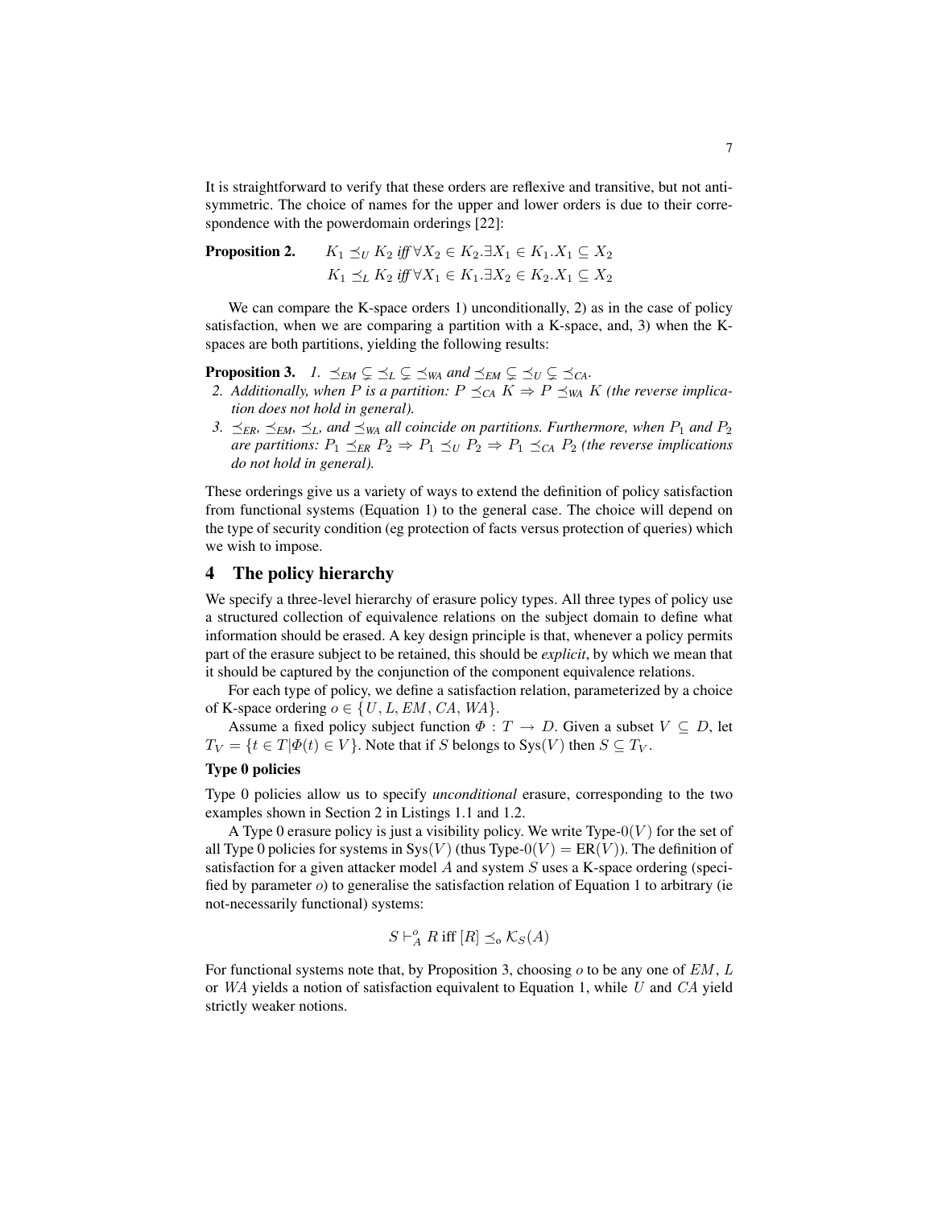It is straightforward to verify that these orders are reflexive and transitive, but not anti-symmetric. The choice of names for the upper and lower orders is due to their correspondence with the powerdomain orderings [22]:

**Proposition 2.** $K_1 \preceq_U K_2$ *iff* $\forall X_2 \in K_2 . \exists X_1 \in K_1 . X_1 \subseteq X_2$
$K_1 \preceq_L K_2$ *iff* $\forall X_1 \in K_1 . \exists X_2 \in K_2 . X_1 \subseteq X_2$

We can compare the K-space orders 1) unconditionally, 2) as in the case of policy satisfaction, when we are comparing a partition with a K-space, and, 3) when the K-spaces are both partitions, yielding the following results:

**Proposition 3.** *1.* $\preceq_{EM} \subsetneq \preceq_L \subsetneq \preceq_{WA}$ *and* $\preceq_{EM} \subsetneq \preceq_U \subsetneq \preceq_{CA}$*.*

*2. Additionally, when $P$ is a partition: $P \preceq_{CA} K \Rightarrow P \preceq_{WA} K$ (the reverse implication does not hold in general).*

*3. $\preceq_{ER}$, $\preceq_{EM}$, $\preceq_L$, and $\preceq_{WA}$ all coincide on partitions. Furthermore, when $P_1$ and $P_2$ are partitions: $P_1 \preceq_{ER} P_2 \Rightarrow P_1 \preceq_U P_2 \Rightarrow P_1 \preceq_{CA} P_2$ (the reverse implications do not hold in general).*

These orderings give us a variety of ways to extend the definition of policy satisfaction from functional systems (Equation 1) to the general case. The choice will depend on the type of security condition (eg protection of facts versus protection of queries) which we wish to impose.

## 4 The policy hierarchy

We specify a three-level hierarchy of erasure policy types. All three types of policy use a structured collection of equivalence relations on the subject domain to define what information should be erased. A key design principle is that, whenever a policy permits part of the erasure subject to be retained, this should be *explicit*, by which we mean that it should be captured by the conjunction of the component equivalence relations.

For each type of policy, we define a satisfaction relation, parameterized by a choice of K-space ordering $o \in \{U, L, EM, CA, WA\}$.

Assume a fixed policy subject function $\Phi : T \to D$. Given a subset $V \subseteq D$, let $T_V = \{t \in T | \Phi(t) \in V\}$. Note that if $S$ belongs to $\text{Sys}(V)$ then $S \subseteq T_V$.

### Type 0 policies

Type 0 policies allow us to specify *unconditional* erasure, corresponding to the two examples shown in Section 2 in Listings 1.1 and 1.2.

A Type 0 erasure policy is just a visibility policy. We write Type-$0(V)$ for the set of all Type 0 policies for systems in $\text{Sys}(V)$ (thus Type-$0(V) = \text{ER}(V)$). The definition of satisfaction for a given attacker model $A$ and system $S$ uses a K-space ordering (specified by parameter $o$) to generalise the satisfaction relation of Equation 1 to arbitrary (ie not-necessarily functional) systems:

$$S \vdash_A^o R \text{ iff } [R] \preceq_o \mathcal{K}_S(A)$$

For functional systems note that, by Proposition 3, choosing $o$ to be any one of $EM$, $L$ or $WA$ yields a notion of satisfaction equivalent to Equation 1, while $U$ and $CA$ yield strictly weaker notions.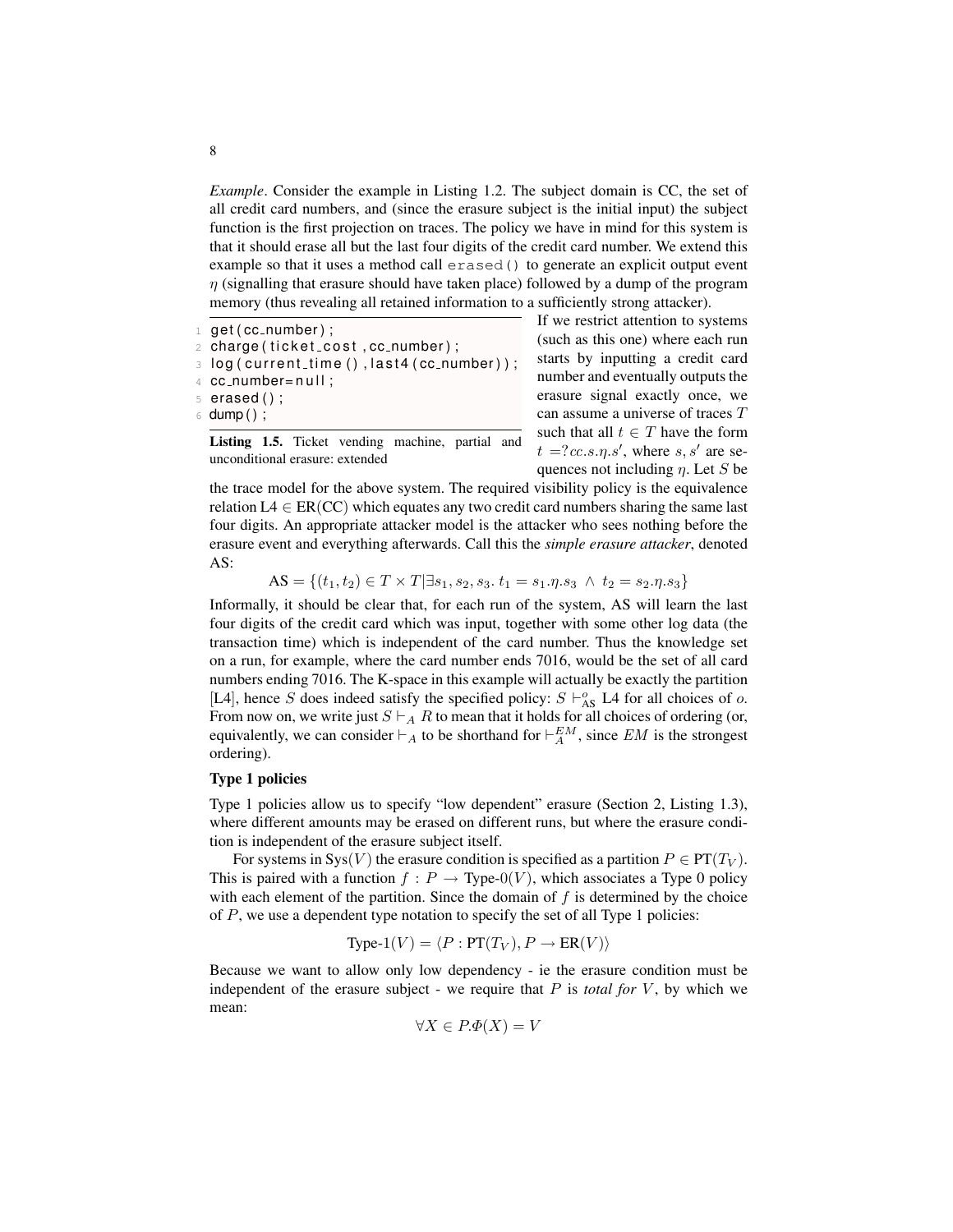*Example*. Consider the example in Listing 1.2. The subject domain is CC, the set of all credit card numbers, and (since the erasure subject is the initial input) the subject function is the first projection on traces. The policy we have in mind for this system is that it should erase all but the last four digits of the credit card number. We extend this example so that it uses a method call `erased()` to generate an explicit output event $\eta$ (signalling that erasure should have taken place) followed by a dump of the program memory (thus revealing all retained information to a sufficiently strong attacker).

```
1 get(cc_number);
2 charge(ticket_cost,cc_number);
3 log(current_time(),last4(cc_number));
4 cc_number=null;
5 erased();
6 dump();
```

**Listing 1.5.** Ticket vending machine, partial and unconditional erasure: extended

If we restrict attention to systems (such as this one) where each run starts by inputting a credit card number and eventually outputs the erasure signal exactly once, we can assume a universe of traces $T$ such that all $t \in T$ have the form $t = ?cc.s.\eta.s'$, where $s, s'$ are sequences not including $\eta$. Let $S$ be the trace model for the above system. The required visibility policy is the equivalence relation $\text{L4} \in \text{ER}(\text{CC})$ which equates any two credit card numbers sharing the same last four digits. An appropriate attacker model is the attacker who sees nothing before the erasure event and everything afterwards. Call this the ***simple erasure attacker***, denoted AS:

$$\text{AS} = \{(t_1, t_2) \in T \times T | \exists s_1, s_2, s_3.\ t_1 = s_1.\eta.s_3\ \wedge\ t_2 = s_2.\eta.s_3\}$$

Informally, it should be clear that, for each run of the system, AS will learn the last four digits of the credit card which was input, together with some other log data (the transaction time) which is independent of the card number. Thus the knowledge set on a run, for example, where the card number ends 7016, would be the set of all card numbers ending 7016. The K-space in this example will actually be exactly the partition [L4], hence $S$ does indeed satisfy the specified policy: $S \vdash^{o}_{\text{AS}} \text{L4}$ for all choices of $o$. From now on, we write just $S \vdash_A R$ to mean that it holds for all choices of ordering (or, equivalently, we can consider $\vdash_A$ to be shorthand for $\vdash^{EM}_{A}$, since $EM$ is the strongest ordering).

### Type 1 policies

Type 1 policies allow us to specify "low dependent" erasure (Section 2, Listing 1.3), where different amounts may be erased on different runs, but where the erasure condition is independent of the erasure subject itself.

For systems in $\text{Sys}(V)$ the erasure condition is specified as a partition $P \in \text{PT}(T_V)$. This is paired with a function $f : P \rightarrow \text{Type-0}(V)$, which associates a Type 0 policy with each element of the partition. Since the domain of $f$ is determined by the choice of $P$, we use a dependent type notation to specify the set of all Type 1 policies:

$$\text{Type-1}(V) = \langle P : \text{PT}(T_V), P \rightarrow \text{ER}(V) \rangle$$

Because we want to allow only low dependency - ie the erasure condition must be independent of the erasure subject - we require that $P$ is *total for* $V$, by which we mean:

$$\forall X \in P.\Phi(X) = V$$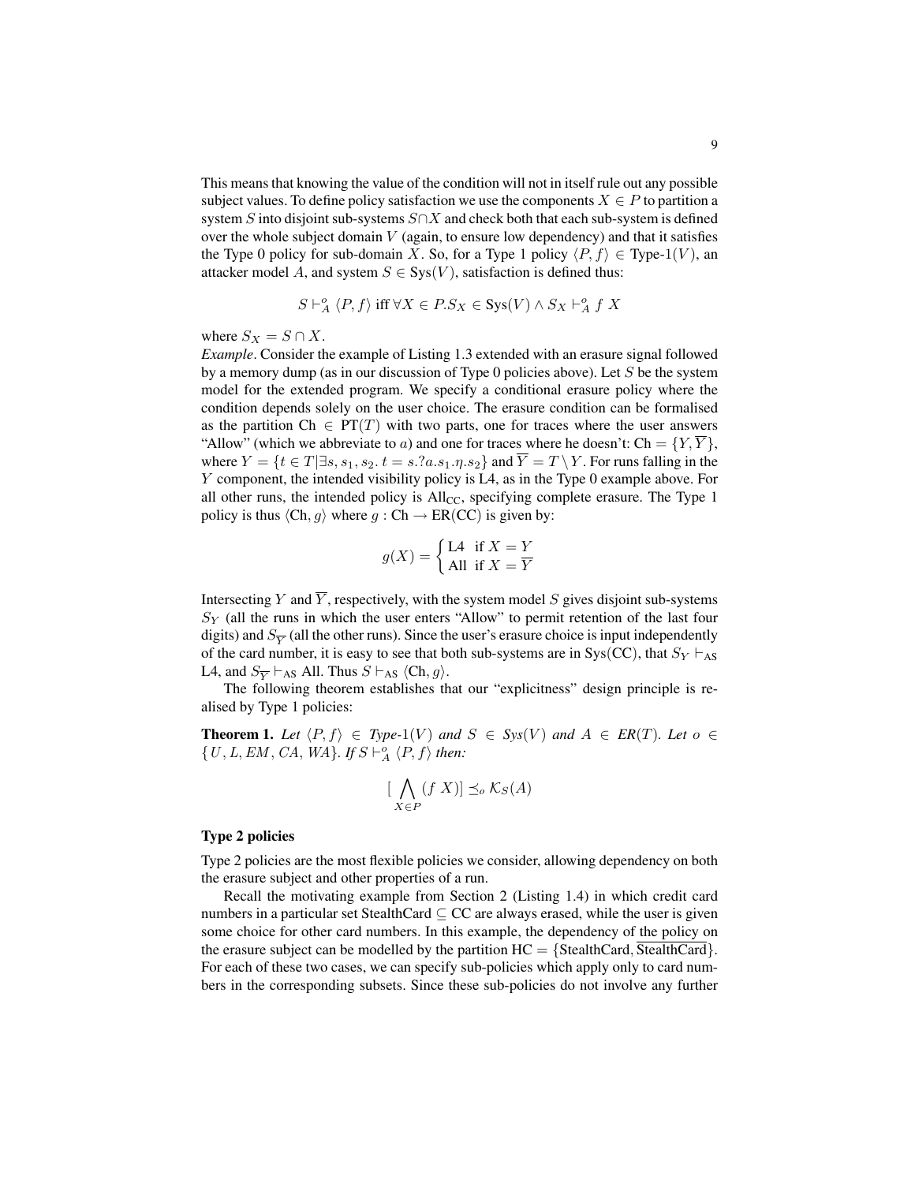This means that knowing the value of the condition will not in itself rule out any possible subject values. To define policy satisfaction we use the components $X \in P$ to partition a system $S$ into disjoint sub-systems $S \cap X$ and check both that each sub-system is defined over the whole subject domain $V$ (again, to ensure low dependency) and that it satisfies the Type 0 policy for sub-domain $X$. So, for a Type 1 policy $\langle P, f \rangle \in$ Type-1($V$), an attacker model $A$, and system $S \in \text{Sys}(V)$, satisfaction is defined thus:

$$S \vdash_A^o \langle P, f \rangle \text{ iff } \forall X \in P. S_X \in \text{Sys}(V) \wedge S_X \vdash_A^o f\ X$$

where $S_X = S \cap X$.

*Example*. Consider the example of Listing 1.3 extended with an erasure signal followed by a memory dump (as in our discussion of Type 0 policies above). Let $S$ be the system model for the extended program. We specify a conditional erasure policy where the condition depends solely on the user choice. The erasure condition can be formalised as the partition $\text{Ch} \in \text{PT}(T)$ with two parts, one for traces where the user answers "Allow" (which we abbreviate to $a$) and one for traces where he doesn't: $\text{Ch} = \{Y, \overline{Y}\}$, where $Y = \{t \in T | \exists s, s_1, s_2.\ t = s.?a.s_1.\eta.s_2\}$ and $\overline{Y} = T \setminus Y$. For runs falling in the $Y$ component, the intended visibility policy is L4, as in the Type 0 example above. For all other runs, the intended policy is $\text{All}_{\text{CC}}$, specifying complete erasure. The Type 1 policy is thus $\langle \text{Ch}, g \rangle$ where $g : \text{Ch} \to \text{ER(CC)}$ is given by:

$$g(X) = \begin{cases} \text{L4} & \text{if } X = Y \\ \text{All} & \text{if } X = \overline{Y} \end{cases}$$

Intersecting $Y$ and $\overline{Y}$, respectively, with the system model $S$ gives disjoint sub-systems $S_Y$ (all the runs in which the user enters "Allow" to permit retention of the last four digits) and $S_{\overline{Y}}$ (all the other runs). Since the user's erasure choice is input independently of the card number, it is easy to see that both sub-systems are in Sys(CC), that $S_Y \vdash_{\text{AS}}$ L4, and $S_{\overline{Y}} \vdash_{\text{AS}}$ All. Thus $S \vdash_{\text{AS}} \langle \text{Ch}, g \rangle$.

The following theorem establishes that our "explicitness" design principle is realised by Type 1 policies:

**Theorem 1.** *Let $\langle P, f \rangle \in$ Type-1$(V)$ and $S \in$ Sys$(V)$ and $A \in$ ER$(T)$. Let $o \in \{U, L, EM, CA, WA\}$. If $S \vdash_A^o \langle P, f \rangle$ then:*

$$[\bigwedge_{X \in P} (f\ X)] \preceq_o \mathcal{K}_S(A)$$

### Type 2 policies

Type 2 policies are the most flexible policies we consider, allowing dependency on both the erasure subject and other properties of a run.

Recall the motivating example from Section 2 (Listing 1.4) in which credit card numbers in a particular set StealthCard $\subseteq$ CC are always erased, while the user is given some choice for other card numbers. In this example, the dependency of the policy on the erasure subject can be modelled by the partition $\text{HC} = \{\text{StealthCard}, \overline{\text{StealthCard}}\}$. For each of these two cases, we can specify sub-policies which apply only to card numbers in the corresponding subsets. Since these sub-policies do not involve any further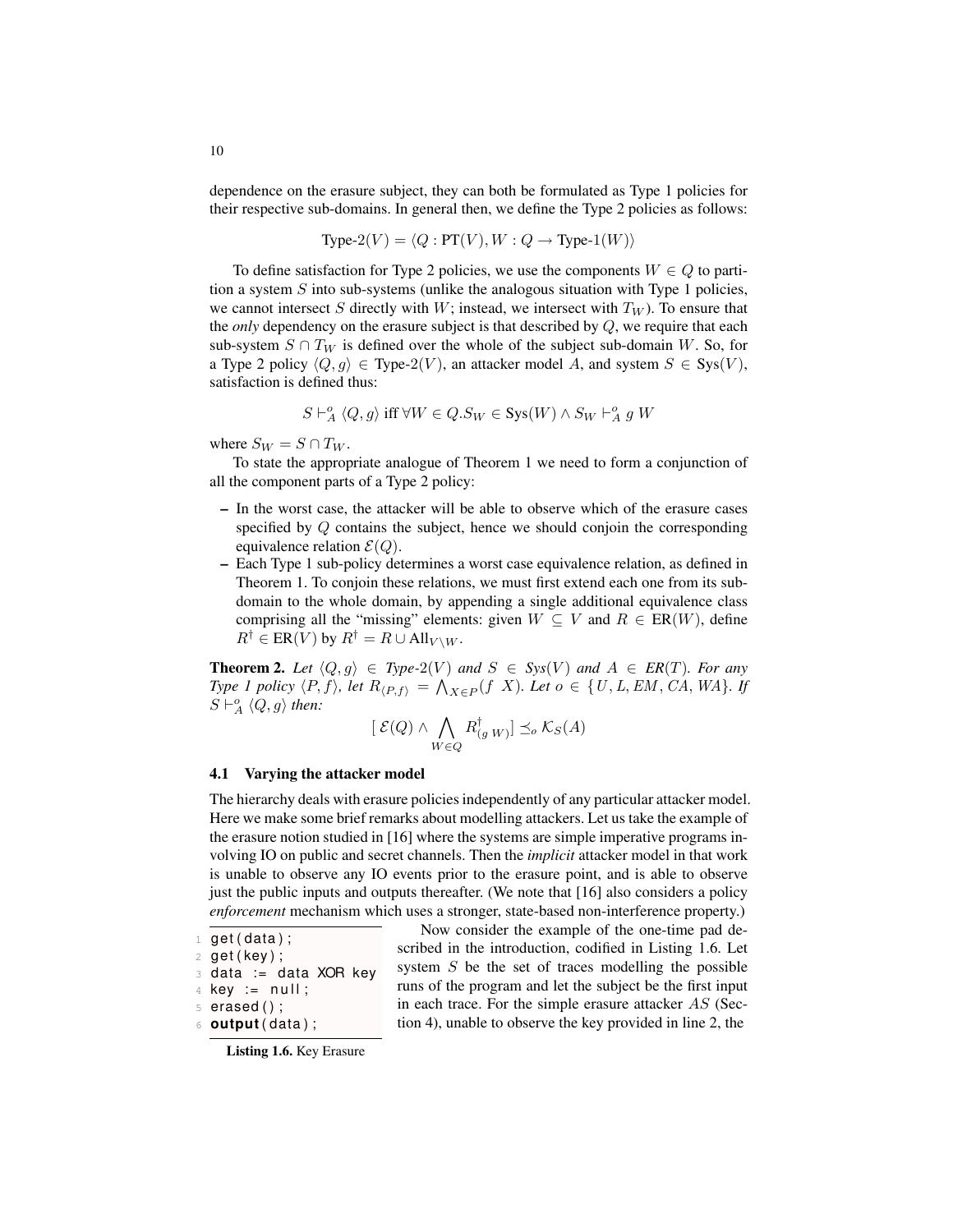dependence on the erasure subject, they can both be formulated as Type 1 policies for their respective sub-domains. In general then, we define the Type 2 policies as follows:

$$\text{Type-2}(V) = \langle Q : \text{PT}(V), W : Q \to \text{Type-1}(W) \rangle$$

To define satisfaction for Type 2 policies, we use the components $W \in Q$ to partition a system $S$ into sub-systems (unlike the analogous situation with Type 1 policies, we cannot intersect $S$ directly with $W$; instead, we intersect with $T_W$). To ensure that the *only* dependency on the erasure subject is that described by $Q$, we require that each sub-system $S \cap T_W$ is defined over the whole of the subject sub-domain $W$. So, for a Type 2 policy $\langle Q, g \rangle \in \text{Type-2}(V)$, an attacker model $A$, and system $S \in \text{Sys}(V)$, satisfaction is defined thus:

$$S \vdash^o_A \langle Q, g \rangle \text{ iff } \forall W \in Q. S_W \in \text{Sys}(W) \wedge S_W \vdash^o_A g\ W$$

where $S_W = S \cap T_W$.

To state the appropriate analogue of Theorem 1 we need to form a conjunction of all the component parts of a Type 2 policy:

- In the worst case, the attacker will be able to observe which of the erasure cases specified by $Q$ contains the subject, hence we should conjoin the corresponding equivalence relation $\mathcal{E}(Q)$.
- Each Type 1 sub-policy determines a worst case equivalence relation, as defined in Theorem 1. To conjoin these relations, we must first extend each one from its sub-domain to the whole domain, by appending a single additional equivalence class comprising all the "missing" elements: given $W \subseteq V$ and $R \in \text{ER}(W)$, define $R^\dagger \in \text{ER}(V)$ by $R^\dagger = R \cup \text{All}_{V \setminus W}$.

**Theorem 2.** *Let $\langle Q, g \rangle \in$ Type-2$(V)$ and $S \in$ Sys$(V)$ and $A \in$ ER$(T)$. For any Type 1 policy $\langle P, f \rangle$, let $R_{\langle P,f \rangle} = \bigwedge_{X \in P} (f\ X)$. Let $o \in \{U, L, EM, CA, WA\}$. If $S \vdash^o_A \langle Q, g \rangle$ then:*

$$[\ \mathcal{E}(Q) \wedge \bigwedge_{W \in Q} R^\dagger_{(g\ W)}] \preceq_o \mathcal{K}_S(A)$$

### 4.1 Varying the attacker model

The hierarchy deals with erasure policies independently of any particular attacker model. Here we make some brief remarks about modelling attackers. Let us take the example of the erasure notion studied in [16] where the systems are simple imperative programs involving IO on public and secret channels. Then the *implicit* attacker model in that work is unable to observe any IO events prior to the erasure point, and is able to observe just the public inputs and outputs thereafter. (We note that [16] also considers a policy *enforcement* mechanism which uses a stronger, state-based non-interference property.)

```
1 get(data);
2 get(key);
3 data := data XOR key
4 key := null;
5 erased();
6 output(data);
```

**Listing 1.6.** Key Erasure

Now consider the example of the one-time pad described in the introduction, codified in Listing 1.6. Let system $S$ be the set of traces modelling the possible runs of the program and let the subject be the first input in each trace. For the simple erasure attacker $AS$ (Section 4), unable to observe the key provided in line 2, the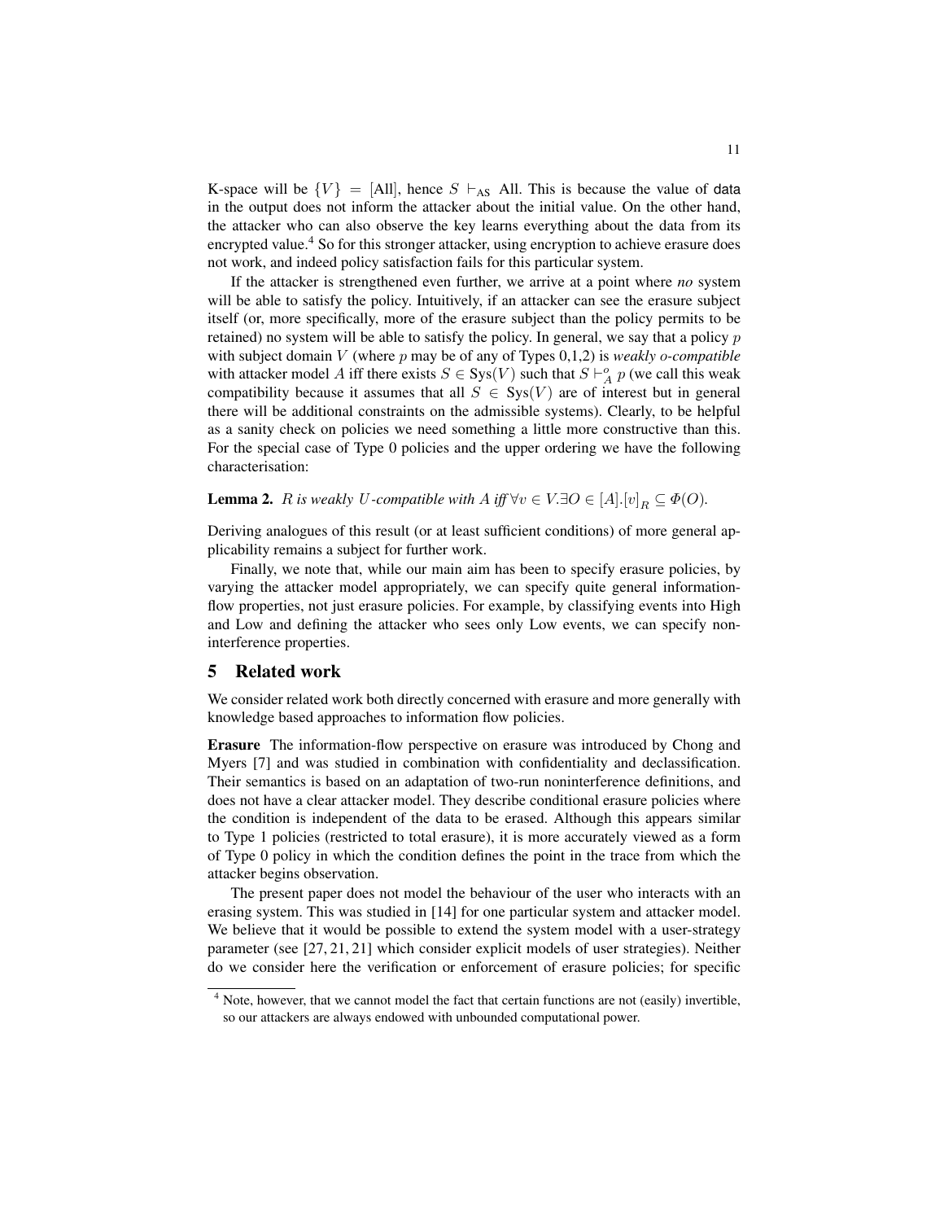K-space will be $\{V\} = [\text{All}]$, hence $S \vdash_{\text{AS}}$ All. This is because the value of $\mathsf{data}$ in the output does not inform the attacker about the initial value. On the other hand, the attacker who can also observe the key learns everything about the data from its encrypted value.[4] So for this stronger attacker, using encryption to achieve erasure does not work, and indeed policy satisfaction fails for this particular system.

If the attacker is strengthened even further, we arrive at a point where *no* system will be able to satisfy the policy. Intuitively, if an attacker can see the erasure subject itself (or, more specifically, more of the erasure subject than the policy permits to be retained) no system will be able to satisfy the policy. In general, we say that a policy $p$ with subject domain $V$ (where $p$ may be of any of Types 0,1,2) is *weakly $o$-compatible* with attacker model $A$ iff there exists $S \in \text{Sys}(V)$ such that $S \vdash^o_A p$ (we call this weak compatibility because it assumes that all $S \in \text{Sys}(V)$ are of interest but in general there will be additional constraints on the admissible systems). Clearly, to be helpful as a sanity check on policies we need something a little more constructive than this. For the special case of Type 0 policies and the upper ordering we have the following characterisation:

**Lemma 2.** *$R$ is weakly $U$-compatible with $A$ iff $\forall v \in V. \exists O \in [A]. [v]_R \subseteq \Phi(O)$.*

Deriving analogues of this result (or at least sufficient conditions) of more general applicability remains a subject for further work.

Finally, we note that, while our main aim has been to specify erasure policies, by varying the attacker model appropriately, we can specify quite general information-flow properties, not just erasure policies. For example, by classifying events into High and Low and defining the attacker who sees only Low events, we can specify non-interference properties.

## 5 Related work

We consider related work both directly concerned with erasure and more generally with knowledge based approaches to information flow policies.

**Erasure** The information-flow perspective on erasure was introduced by Chong and Myers [7] and was studied in combination with confidentiality and declassification. Their semantics is based on an adaptation of two-run noninterference definitions, and does not have a clear attacker model. They describe conditional erasure policies where the condition is independent of the data to be erased. Although this appears similar to Type 1 policies (restricted to total erasure), it is more accurately viewed as a form of Type 0 policy in which the condition defines the point in the trace from which the attacker begins observation.

The present paper does not model the behaviour of the user who interacts with an erasing system. This was studied in [14] for one particular system and attacker model. We believe that it would be possible to extend the system model with a user-strategy parameter (see [27, 21, 21] which consider explicit models of user strategies). Neither do we consider here the verification or enforcement of erasure policies; for specific

[4] Note, however, that we cannot model the fact that certain functions are not (easily) invertible, so our attackers are always endowed with unbounded computational power.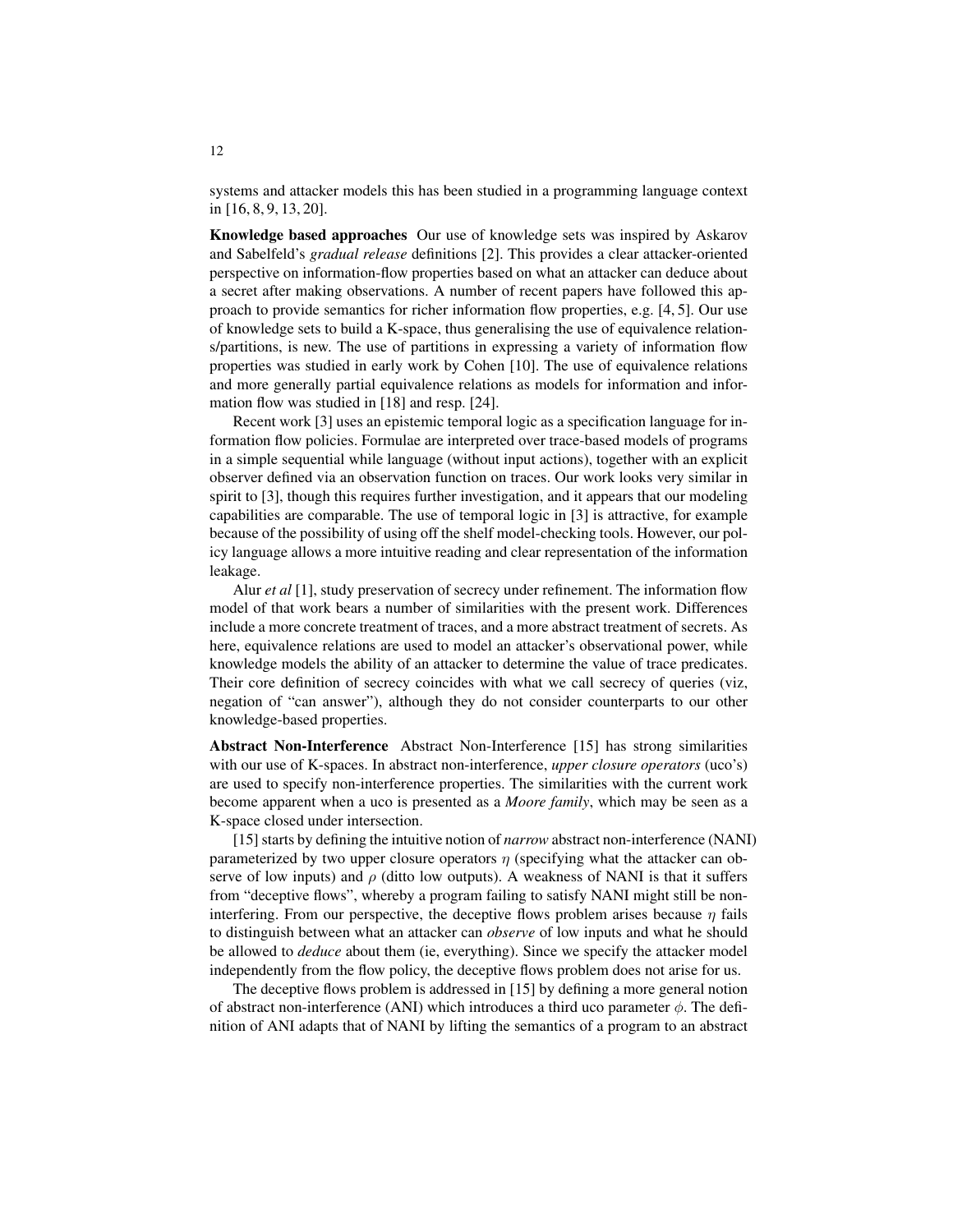systems and attacker models this has been studied in a programming language context in [16, 8, 9, 13, 20].

**Knowledge based approaches** Our use of knowledge sets was inspired by Askarov and Sabelfeld's *gradual release* definitions [2]. This provides a clear attacker-oriented perspective on information-flow properties based on what an attacker can deduce about a secret after making observations. A number of recent papers have followed this approach to provide semantics for richer information flow properties, e.g. [4, 5]. Our use of knowledge sets to build a K-space, thus generalising the use of equivalence relations/partitions, is new. The use of partitions in expressing a variety of information flow properties was studied in early work by Cohen [10]. The use of equivalence relations and more generally partial equivalence relations as models for information and information flow was studied in [18] and resp. [24].

Recent work [3] uses an epistemic temporal logic as a specification language for information flow policies. Formulae are interpreted over trace-based models of programs in a simple sequential while language (without input actions), together with an explicit observer defined via an observation function on traces. Our work looks very similar in spirit to [3], though this requires further investigation, and it appears that our modeling capabilities are comparable. The use of temporal logic in [3] is attractive, for example because of the possibility of using off the shelf model-checking tools. However, our policy language allows a more intuitive reading and clear representation of the information leakage.

Alur *et al* [1], study preservation of secrecy under refinement. The information flow model of that work bears a number of similarities with the present work. Differences include a more concrete treatment of traces, and a more abstract treatment of secrets. As here, equivalence relations are used to model an attacker's observational power, while knowledge models the ability of an attacker to determine the value of trace predicates. Their core definition of secrecy coincides with what we call secrecy of queries (viz, negation of "can answer"), although they do not consider counterparts to our other knowledge-based properties.

**Abstract Non-Interference** Abstract Non-Interference [15] has strong similarities with our use of K-spaces. In abstract non-interference, *upper closure operators* (uco's) are used to specify non-interference properties. The similarities with the current work become apparent when a uco is presented as a *Moore family*, which may be seen as a K-space closed under intersection.

[15] starts by defining the intuitive notion of *narrow* abstract non-interference (NANI) parameterized by two upper closure operators $\eta$ (specifying what the attacker can observe of low inputs) and $\rho$ (ditto low outputs). A weakness of NANI is that it suffers from "deceptive flows", whereby a program failing to satisfy NANI might still be non-interfering. From our perspective, the deceptive flows problem arises because $\eta$ fails to distinguish between what an attacker can *observe* of low inputs and what he should be allowed to *deduce* about them (ie, everything). Since we specify the attacker model independently from the flow policy, the deceptive flows problem does not arise for us.

The deceptive flows problem is addressed in [15] by defining a more general notion of abstract non-interference (ANI) which introduces a third uco parameter $\phi$. The definition of ANI adapts that of NANI by lifting the semantics of a program to an abstract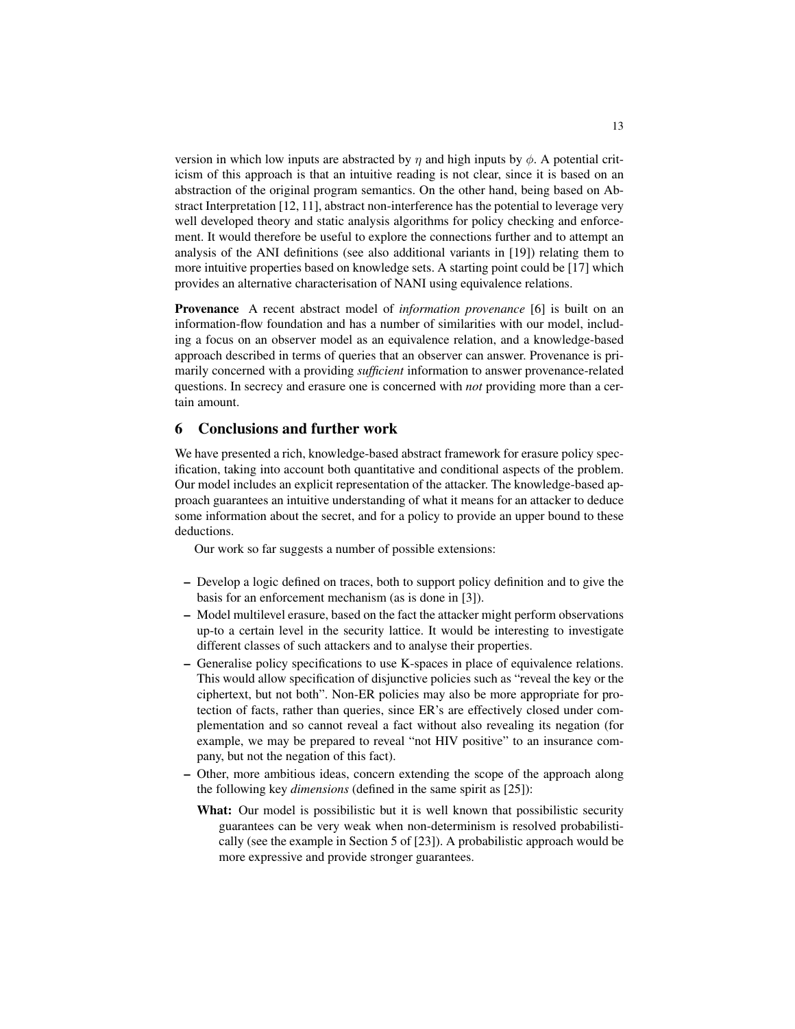version in which low inputs are abstracted by $\eta$ and high inputs by $\phi$. A potential criticism of this approach is that an intuitive reading is not clear, since it is based on an abstraction of the original program semantics. On the other hand, being based on Abstract Interpretation [12, 11], abstract non-interference has the potential to leverage very well developed theory and static analysis algorithms for policy checking and enforcement. It would therefore be useful to explore the connections further and to attempt an analysis of the ANI definitions (see also additional variants in [19]) relating them to more intuitive properties based on knowledge sets. A starting point could be [17] which provides an alternative characterisation of NANI using equivalence relations.

**Provenance** A recent abstract model of *information provenance* [6] is built on an information-flow foundation and has a number of similarities with our model, including a focus on an observer model as an equivalence relation, and a knowledge-based approach described in terms of queries that an observer can answer. Provenance is primarily concerned with a providing *sufficient* information to answer provenance-related questions. In secrecy and erasure one is concerned with *not* providing more than a certain amount.

## 6 Conclusions and further work

We have presented a rich, knowledge-based abstract framework for erasure policy specification, taking into account both quantitative and conditional aspects of the problem. Our model includes an explicit representation of the attacker. The knowledge-based approach guarantees an intuitive understanding of what it means for an attacker to deduce some information about the secret, and for a policy to provide an upper bound to these deductions.

Our work so far suggests a number of possible extensions:

- Develop a logic defined on traces, both to support policy definition and to give the basis for an enforcement mechanism (as is done in [3]).
- Model multilevel erasure, based on the fact the attacker might perform observations up-to a certain level in the security lattice. It would be interesting to investigate different classes of such attackers and to analyse their properties.
- Generalise policy specifications to use K-spaces in place of equivalence relations. This would allow specification of disjunctive policies such as "reveal the key or the ciphertext, but not both". Non-ER policies may also be more appropriate for protection of facts, rather than queries, since ER's are effectively closed under complementation and so cannot reveal a fact without also revealing its negation (for example, we may be prepared to reveal "not HIV positive" to an insurance company, but not the negation of this fact).
- Other, more ambitious ideas, concern extending the scope of the approach along the following key *dimensions* (defined in the same spirit as [25]):

  **What:** Our model is possibilistic but it is well known that possibilistic security guarantees can be very weak when non-determinism is resolved probabilistically (see the example in Section 5 of [23]). A probabilistic approach would be more expressive and provide stronger guarantees.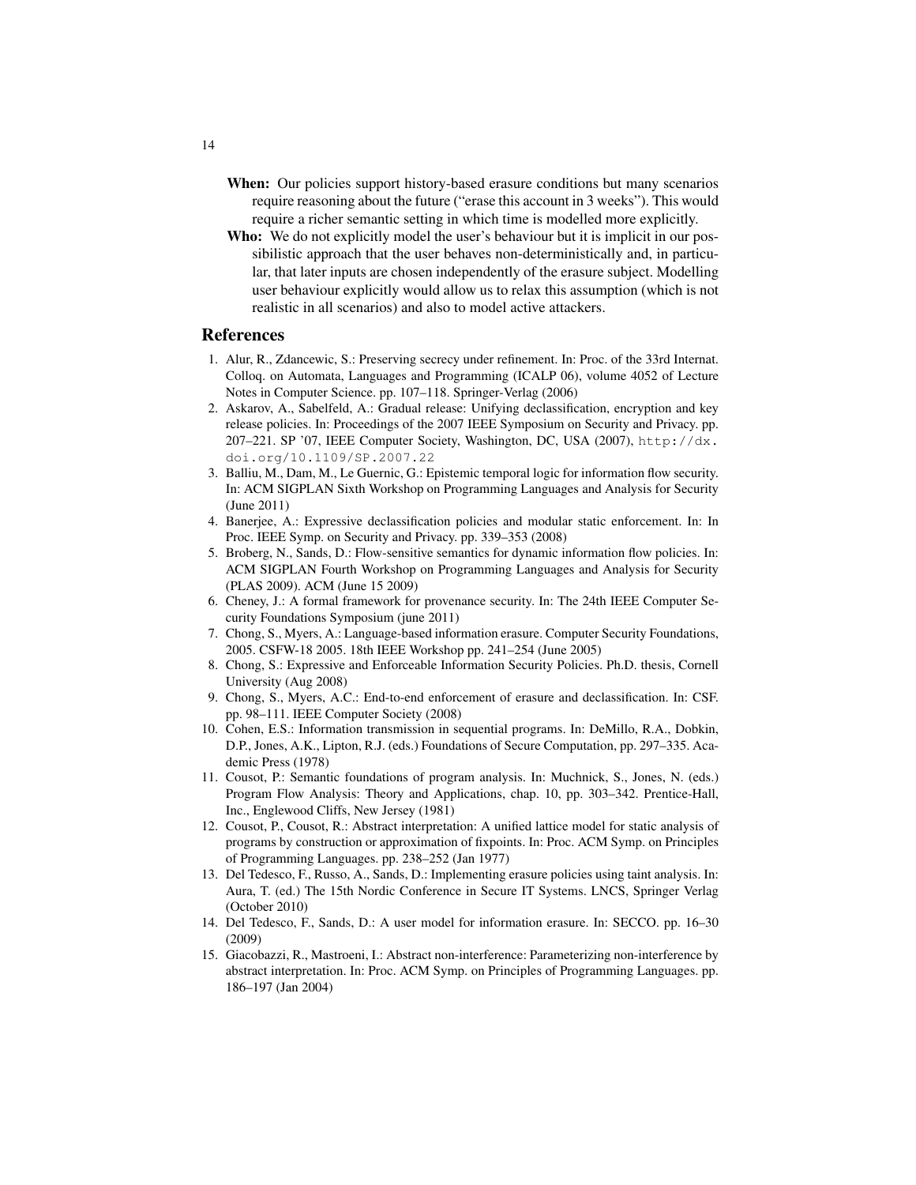**When:** Our policies support history-based erasure conditions but many scenarios require reasoning about the future ("erase this account in 3 weeks"). This would require a richer semantic setting in which time is modelled more explicitly.

**Who:** We do not explicitly model the user's behaviour but it is implicit in our possibilistic approach that the user behaves non-deterministically and, in particular, that later inputs are chosen independently of the erasure subject. Modelling user behaviour explicitly would allow us to relax this assumption (which is not realistic in all scenarios) and also to model active attackers.

## References

1. Alur, R., Zdancewic, S.: Preserving secrecy under refinement. In: Proc. of the 33rd Internat. Colloq. on Automata, Languages and Programming (ICALP 06), volume 4052 of Lecture Notes in Computer Science. pp. 107–118. Springer-Verlag (2006)
2. Askarov, A., Sabelfeld, A.: Gradual release: Unifying declassification, encryption and key release policies. In: Proceedings of the 2007 IEEE Symposium on Security and Privacy. pp. 207–221. SP '07, IEEE Computer Society, Washington, DC, USA (2007), `http://dx.doi.org/10.1109/SP.2007.22`
3. Balliu, M., Dam, M., Le Guernic, G.: Epistemic temporal logic for information flow security. In: ACM SIGPLAN Sixth Workshop on Programming Languages and Analysis for Security (June 2011)
4. Banerjee, A.: Expressive declassification policies and modular static enforcement. In: In Proc. IEEE Symp. on Security and Privacy. pp. 339–353 (2008)
5. Broberg, N., Sands, D.: Flow-sensitive semantics for dynamic information flow policies. In: ACM SIGPLAN Fourth Workshop on Programming Languages and Analysis for Security (PLAS 2009). ACM (June 15 2009)
6. Cheney, J.: A formal framework for provenance security. In: The 24th IEEE Computer Security Foundations Symposium (june 2011)
7. Chong, S., Myers, A.: Language-based information erasure. Computer Security Foundations, 2005. CSFW-18 2005. 18th IEEE Workshop pp. 241–254 (June 2005)
8. Chong, S.: Expressive and Enforceable Information Security Policies. Ph.D. thesis, Cornell University (Aug 2008)
9. Chong, S., Myers, A.C.: End-to-end enforcement of erasure and declassification. In: CSF. pp. 98–111. IEEE Computer Society (2008)
10. Cohen, E.S.: Information transmission in sequential programs. In: DeMillo, R.A., Dobkin, D.P., Jones, A.K., Lipton, R.J. (eds.) Foundations of Secure Computation, pp. 297–335. Academic Press (1978)
11. Cousot, P.: Semantic foundations of program analysis. In: Muchnick, S., Jones, N. (eds.) Program Flow Analysis: Theory and Applications, chap. 10, pp. 303–342. Prentice-Hall, Inc., Englewood Cliffs, New Jersey (1981)
12. Cousot, P., Cousot, R.: Abstract interpretation: A unified lattice model for static analysis of programs by construction or approximation of fixpoints. In: Proc. ACM Symp. on Principles of Programming Languages. pp. 238–252 (Jan 1977)
13. Del Tedesco, F., Russo, A., Sands, D.: Implementing erasure policies using taint analysis. In: Aura, T. (ed.) The 15th Nordic Conference in Secure IT Systems. LNCS, Springer Verlag (October 2010)
14. Del Tedesco, F., Sands, D.: A user model for information erasure. In: SECCO. pp. 16–30 (2009)
15. Giacobazzi, R., Mastroeni, I.: Abstract non-interference: Parameterizing non-interference by abstract interpretation. In: Proc. ACM Symp. on Principles of Programming Languages. pp. 186–197 (Jan 2004)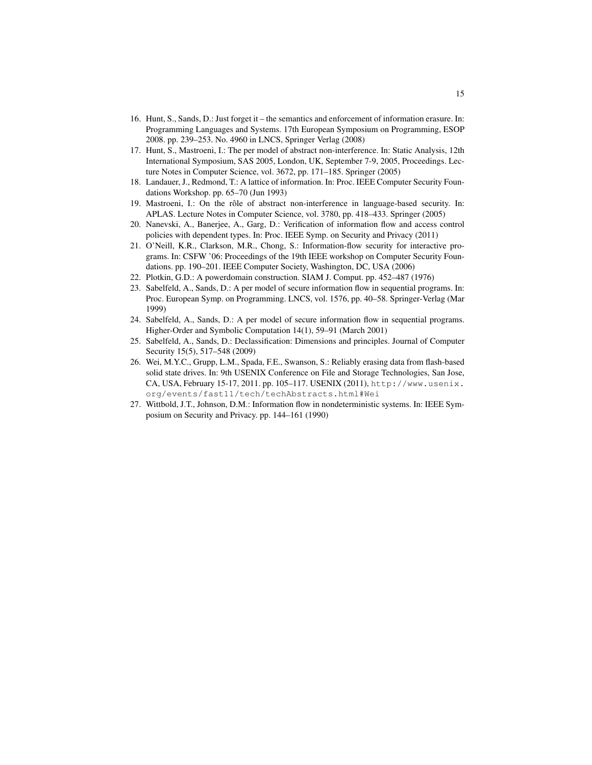16. Hunt, S., Sands, D.: Just forget it – the semantics and enforcement of information erasure. In: Programming Languages and Systems. 17th European Symposium on Programming, ESOP 2008. pp. 239–253. No. 4960 in LNCS, Springer Verlag (2008)
17. Hunt, S., Mastroeni, I.: The per model of abstract non-interference. In: Static Analysis, 12th International Symposium, SAS 2005, London, UK, September 7-9, 2005, Proceedings. Lecture Notes in Computer Science, vol. 3672, pp. 171–185. Springer (2005)
18. Landauer, J., Redmond, T.: A lattice of information. In: Proc. IEEE Computer Security Foundations Workshop. pp. 65–70 (Jun 1993)
19. Mastroeni, I.: On the rôle of abstract non-interference in language-based security. In: APLAS. Lecture Notes in Computer Science, vol. 3780, pp. 418–433. Springer (2005)
20. Nanevski, A., Banerjee, A., Garg, D.: Verification of information flow and access control policies with dependent types. In: Proc. IEEE Symp. on Security and Privacy (2011)
21. O'Neill, K.R., Clarkson, M.R., Chong, S.: Information-flow security for interactive programs. In: CSFW '06: Proceedings of the 19th IEEE workshop on Computer Security Foundations. pp. 190–201. IEEE Computer Society, Washington, DC, USA (2006)
22. Plotkin, G.D.: A powerdomain construction. SIAM J. Comput. pp. 452–487 (1976)
23. Sabelfeld, A., Sands, D.: A per model of secure information flow in sequential programs. In: Proc. European Symp. on Programming. LNCS, vol. 1576, pp. 40–58. Springer-Verlag (Mar 1999)
24. Sabelfeld, A., Sands, D.: A per model of secure information flow in sequential programs. Higher-Order and Symbolic Computation 14(1), 59–91 (March 2001)
25. Sabelfeld, A., Sands, D.: Declassification: Dimensions and principles. Journal of Computer Security 15(5), 517–548 (2009)
26. Wei, M.Y.C., Grupp, L.M., Spada, F.E., Swanson, S.: Reliably erasing data from flash-based solid state drives. In: 9th USENIX Conference on File and Storage Technologies, San Jose, CA, USA, February 15-17, 2011. pp. 105–117. USENIX (2011), `http://www.usenix.org/events/fast11/tech/techAbstracts.html#Wei`
27. Wittbold, J.T., Johnson, D.M.: Information flow in nondeterministic systems. In: IEEE Symposium on Security and Privacy. pp. 144–161 (1990)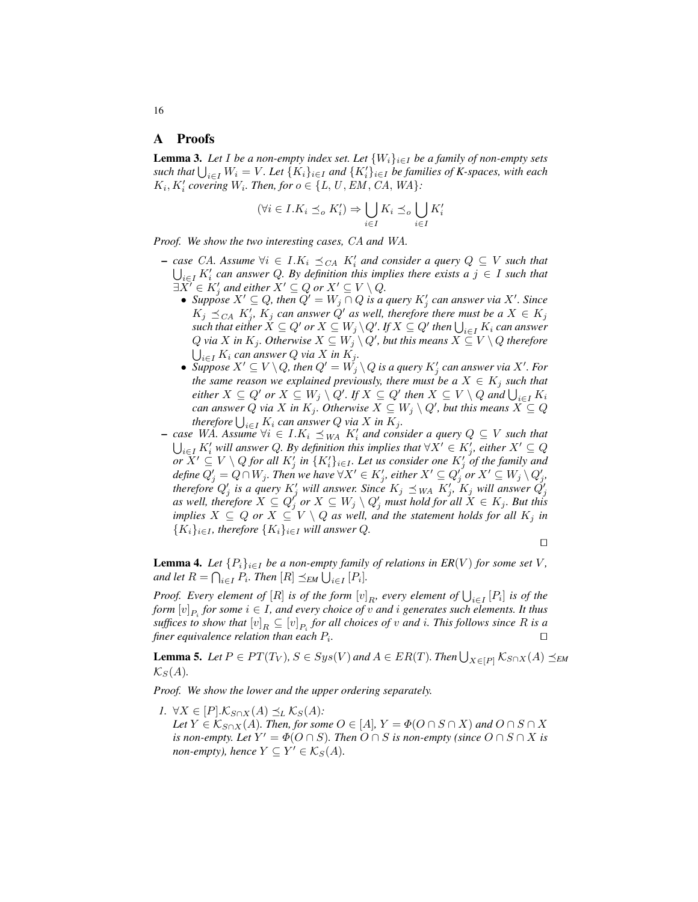## A Proofs

**Lemma 3.** *Let $I$ be a non-empty index set. Let $\{W_i\}_{i\in I}$ be a family of non-empty sets such that $\bigcup_{i\in I} W_i = V$. Let $\{K_i\}_{i\in I}$ and $\{K'_i\}_{i\in I}$ be families of K-spaces, with each $K_i, K'_i$ covering $W_i$. Then, for $o \in \{L, U, EM, CA, WA\}$:*

$$(\forall i \in I. K_i \preceq_o K'_i) \Rightarrow \bigcup_{i\in I} K_i \preceq_o \bigcup_{i\in I} K'_i$$

*Proof. We show the two interesting cases, CA and WA.*

- *case CA. Assume $\forall i \in I. K_i \preceq_{CA} K'_i$ and consider a query $Q \subseteq V$ such that $\bigcup_{i\in I} K'_i$ can answer $Q$. By definition this implies there exists a $j \in I$ such that $\exists X' \in K'_j$ and either $X' \subseteq Q$ or $X' \subseteq V \setminus Q$.*
  - *Suppose $X' \subseteq Q$, then $Q' = W_j \cap Q$ is a query $K'_j$ can answer via $X'$. Since $K_j \preceq_{CA} K'_j$, $K_j$ can answer $Q'$ as well, therefore there must be a $X \in K_j$ such that either $X \subseteq Q'$ or $X \subseteq W_j \setminus Q'$. If $X \subseteq Q'$ then $\bigcup_{i\in I} K_i$ can answer $Q$ via $X$ in $K_j$. Otherwise $X \subseteq W_j \setminus Q'$, but this means $X \subseteq V \setminus Q$ therefore $\bigcup_{i\in I} K_i$ can answer $Q$ via $X$ in $K_j$.*
  - *Suppose $X' \subseteq V \setminus Q$, then $Q' = W_j \setminus Q$ is a query $K'_j$ can answer via $X'$. For the same reason we explained previously, there must be a $X \in K_j$ such that either $X \subseteq Q'$ or $X \subseteq W_j \setminus Q'$. If $X \subseteq Q'$ then $X \subseteq V \setminus Q$ and $\bigcup_{i\in I} K_i$ can answer $Q$ via $X$ in $K_j$. Otherwise $X \subseteq W_j \setminus Q'$, but this means $X \subseteq Q$ therefore $\bigcup_{i\in I} K_i$ can answer $Q$ via $X$ in $K_j$.*
- *case WA. Assume $\forall i \in I. K_i \preceq_{WA} K'_i$ and consider a query $Q \subseteq V$ such that $\bigcup_{i\in I} K'_i$ will answer $Q$. By definition this implies that $\forall X' \in K'_j$, either $X' \subseteq Q$ or $X' \subseteq V \setminus Q$ for all $K'_j$ in $\{K'_i\}_{i\in I}$. Let us consider one $K'_j$ of the family and define $Q'_j = Q \cap W_j$. Then we have $\forall X' \in K'_j$, either $X' \subseteq Q'_j$ or $X' \subseteq W_j \setminus Q'_j$, therefore $Q'_j$ is a query $K'_j$ will answer. Since $K_j \preceq_{WA} K'_j$, $K_j$ will answer $Q'_j$ as well, therefore $X \subseteq Q'_j$ or $X \subseteq W_j \setminus Q'_j$ must hold for all $X \in K_j$. But this implies $X \subseteq Q$ or $X \subseteq V \setminus Q$ as well, and the statement holds for all $K_j$ in $\{K_i\}_{i\in I}$, therefore $\{K_i\}_{i\in I}$ will answer $Q$.*

□

**Lemma 4.** *Let $\{P_i\}_{i\in I}$ be a non-empty family of relations in $ER(V)$ for some set $V$, and let $R = \bigcap_{i\in I} P_i$. Then $[R] \preceq_{EM} \bigcup_{i\in I} [P_i]$.*

*Proof. Every element of $[R]$ is of the form $[v]_R$, every element of $\bigcup_{i\in I} [P_i]$ is of the form $[v]_{P_i}$ for some $i \in I$, and every choice of $v$ and $i$ generates such elements. It thus suffices to show that $[v]_R \subseteq [v]_{P_i}$ for all choices of $v$ and $i$. This follows since $R$ is a finer equivalence relation than each $P_i$.* □

**Lemma 5.** *Let $P \in PT(T_V)$, $S \in Sys(V)$ and $A \in ER(T)$. Then $\bigcup_{X\in[P]} \mathcal{K}_{S\cap X}(A) \preceq_{EM} \mathcal{K}_S(A)$.*

*Proof. We show the lower and the upper ordering separately.*

1. *$\forall X \in [P]. \mathcal{K}_{S\cap X}(A) \preceq_L \mathcal{K}_S(A)$:*
   *Let $Y \in \mathcal{K}_{S\cap X}(A)$. Then, for some $O \in [A]$, $Y = \Phi(O \cap S \cap X)$ and $O \cap S \cap X$ is non-empty. Let $Y' = \Phi(O \cap S)$. Then $O \cap S$ is non-empty (since $O \cap S \cap X$ is non-empty), hence $Y \subseteq Y' \in \mathcal{K}_S(A)$.*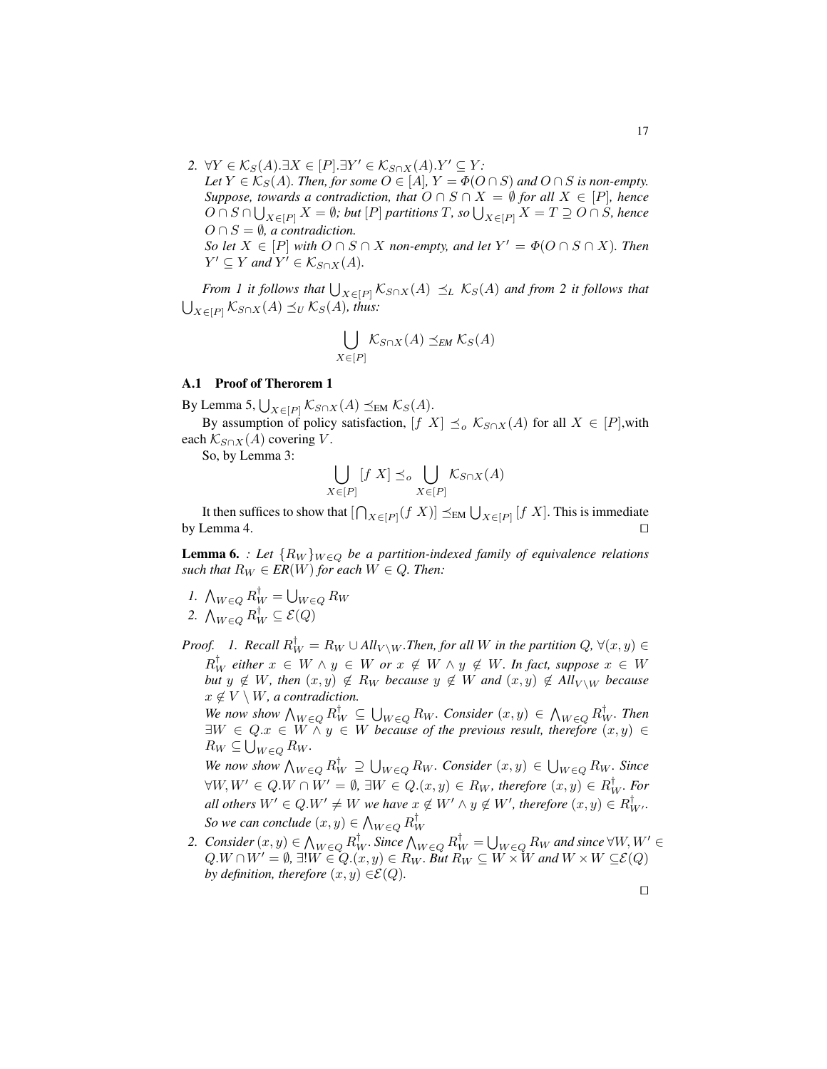2. $\forall Y \in \mathcal{K}_S(A).\exists X \in [P].\exists Y' \in \mathcal{K}_{S\cap X}(A).Y' \subseteq Y$:
   *Let $Y \in \mathcal{K}_S(A)$. Then, for some $O \in [A]$, $Y = \Phi(O \cap S)$ and $O \cap S$ is non-empty. Suppose, towards a contradiction, that $O \cap S \cap X = \emptyset$ for all $X \in [P]$, hence $O \cap S \cap \bigcup_{X\in[P]} X = \emptyset$; but $[P]$ partitions $T$, so $\bigcup_{X\in[P]} X = T \supseteq O \cap S$, hence $O \cap S = \emptyset$, a contradiction.*
   *So let $X \in [P]$ with $O \cap S \cap X$ non-empty, and let $Y' = \Phi(O \cap S \cap X)$. Then $Y' \subseteq Y$ and $Y' \in \mathcal{K}_{S\cap X}(A)$.*

*From 1 it follows that $\bigcup_{X\in[P]} \mathcal{K}_{S\cap X}(A) \preceq_L \mathcal{K}_S(A)$ and from 2 it follows that $\bigcup_{X\in[P]} \mathcal{K}_{S\cap X}(A) \preceq_U \mathcal{K}_S(A)$, thus:*

$$\bigcup_{X\in[P]} \mathcal{K}_{S\cap X}(A) \preceq_{EM} \mathcal{K}_S(A)$$

### A.1 Proof of Therorem 1

By Lemma 5, $\bigcup_{X\in[P]} \mathcal{K}_{S\cap X}(A) \preceq_{\text{EM}} \mathcal{K}_S(A)$.

By assumption of policy satisfaction, $[f\ X] \preceq_o \mathcal{K}_{S\cap X}(A)$ for all $X \in [P]$,with each $\mathcal{K}_{S\cap X}(A)$ covering $V$.

So, by Lemma 3:

$$\bigcup_{X\in[P]} [f\ X] \preceq_o \bigcup_{X\in[P]} \mathcal{K}_{S\cap X}(A)$$

It then suffices to show that $[\bigcap_{X\in[P]}(f\ X)] \preceq_{\text{EM}} \bigcup_{X\in[P]} [f\ X]$. This is immediate by Lemma 4. □

**Lemma 6.** *: Let $\{R_W\}_{W\in Q}$ be a partition-indexed family of equivalence relations such that $R_W \in ER(W)$ for each $W \in Q$. Then:*

1. $\bigwedge_{W\in Q} R_W^{\dagger} = \bigcup_{W\in Q} R_W$
2. $\bigwedge_{W\in Q} R_W^{\dagger} \subseteq \mathcal{E}(Q)$

*Proof.* 1. *Recall $R_W^{\dagger} = R_W \cup All_{V\setminus W}$.Then, for all $W$ in the partition $Q$, $\forall (x, y) \in R_W^{\dagger}$ either $x \in W \wedge y \in W$ or $x \notin W \wedge y \notin W$. In fact, suppose $x \in W$ but $y \notin W$, then $(x, y) \notin R_W$ because $y \notin W$ and $(x, y) \notin All_{V\setminus W}$ because $x \notin V \setminus W$, a contradiction.*
   *We now show $\bigwedge_{W\in Q} R_W^{\dagger} \subseteq \bigcup_{W\in Q} R_W$. Consider $(x, y) \in \bigwedge_{W\in Q} R_W^{\dagger}$. Then $\exists W \in Q.x \in W \wedge y \in W$ because of the previous result, therefore $(x, y) \in R_W \subseteq \bigcup_{W\in Q} R_W$.*
   *We now show $\bigwedge_{W\in Q} R_W^{\dagger} \supseteq \bigcup_{W\in Q} R_W$. Consider $(x, y) \in \bigcup_{W\in Q} R_W$. Since $\forall W, W' \in Q.W \cap W' = \emptyset$, $\exists W \in Q.(x, y) \in R_W$, therefore $(x, y) \in R_W^{\dagger}$. For all others $W' \in Q.W' \neq W$ we have $x \notin W' \wedge y \notin W'$, therefore $(x, y) \in R_{W'}^{\dagger}$. So we can conclude $(x, y) \in \bigwedge_{W\in Q} R_W^{\dagger}$*
2. *Consider $(x, y) \in \bigwedge_{W\in Q} R_W^{\dagger}$. Since $\bigwedge_{W\in Q} R_W^{\dagger} = \bigcup_{W\in Q} R_W$ and since $\forall W, W' \in Q.W \cap W' = \emptyset$, $\exists! W \in Q.(x, y) \in R_W$. But $R_W \subseteq W \times W$ and $W \times W \subseteq \mathcal{E}(Q)$ by definition, therefore $(x, y) \in \mathcal{E}(Q)$.*

□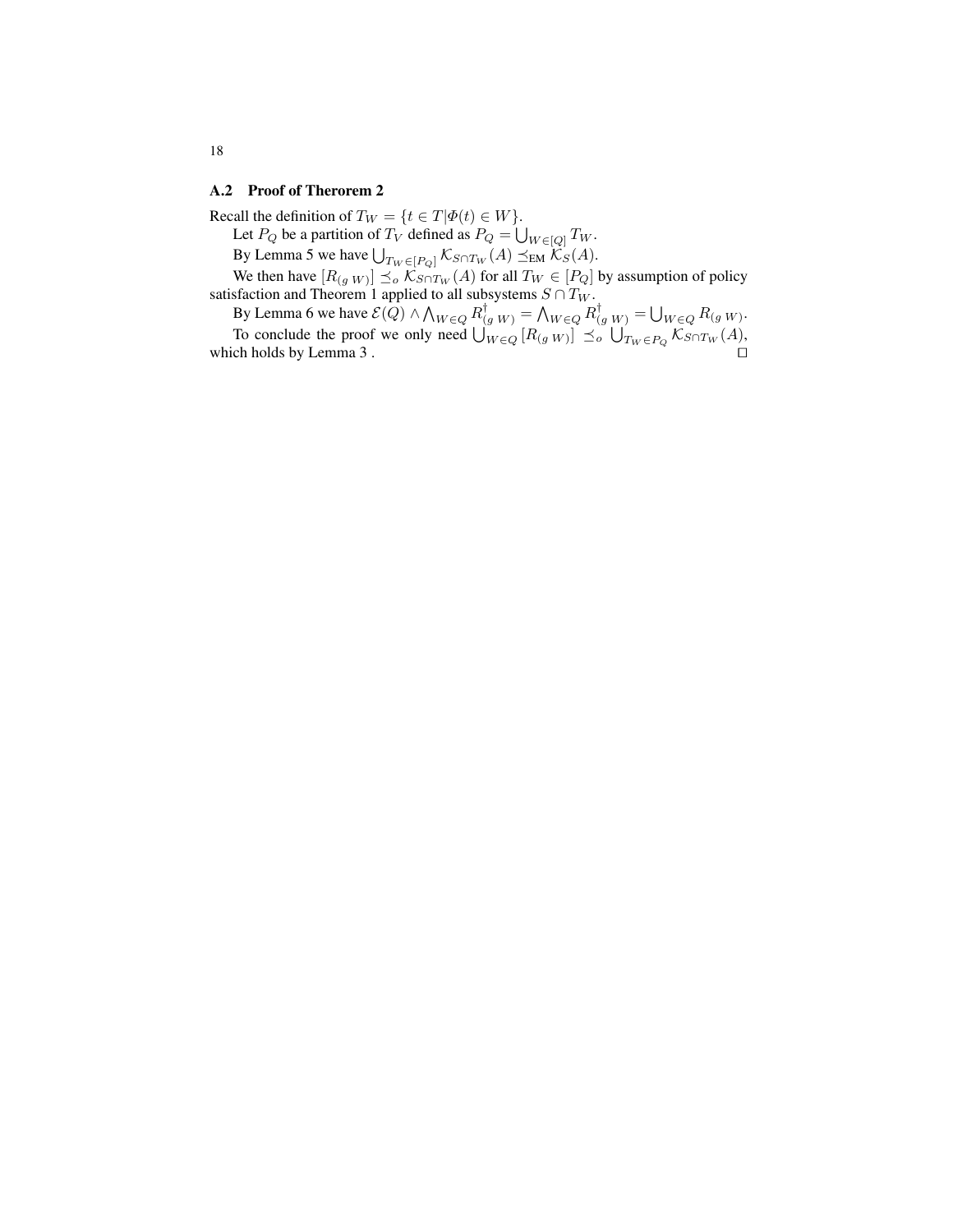### A.2 Proof of Therorem 2

Recall the definition of $T_W = \{t \in T | \Phi(t) \in W\}$.

Let $P_Q$ be a partition of $T_V$ defined as $P_Q = \bigcup_{W \in [Q]} T_W$.

By Lemma 5 we have $\bigcup_{T_W \in [P_Q]} \mathcal{K}_{S \cap T_W}(A) \preceq_{\text{EM}} \mathcal{K}_S(A)$.

We then have $[R_{(g\ W)}] \preceq_o \mathcal{K}_{S \cap T_W}(A)$ for all $T_W \in [P_Q]$ by assumption of policy satisfaction and Theorem 1 applied to all subsystems $S \cap T_W$.

By Lemma 6 we have $\mathcal{E}(Q) \wedge \bigwedge_{W \in Q} R^{\dagger}_{(g\ W)} = \bigwedge_{W \in Q} R^{\dagger}_{(g\ W)} = \bigcup_{W \in Q} R_{(g\ W)}$.

To conclude the proof we only need $\bigcup_{W \in Q} [R_{(g\ W)}] \preceq_o \bigcup_{T_W \in P_Q} \mathcal{K}_{S \cap T_W}(A)$, which holds by Lemma 3 . $\square$